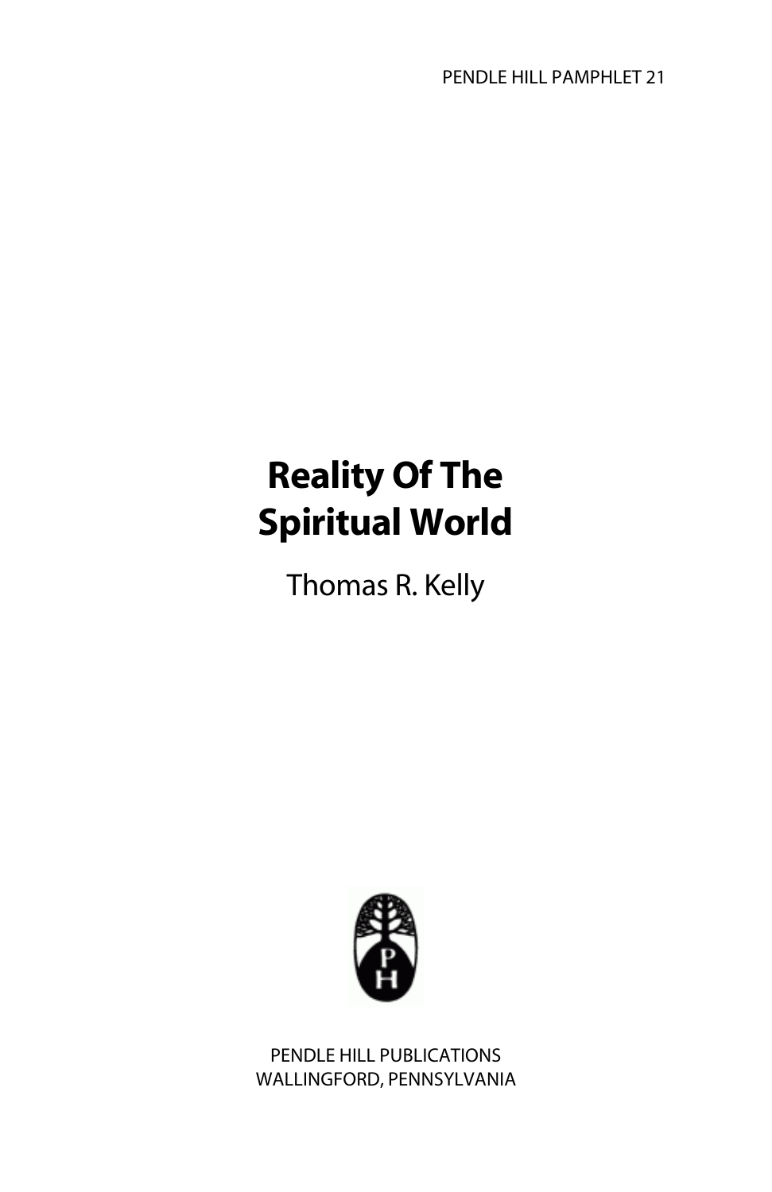PENDLE HILL PAMPHLET 21

# Reality Of The Spiritual World

Thomas R. Kelly

PENDLE HILL PUBLICATIONS
WALLINGFORD, PENNSYLVANIA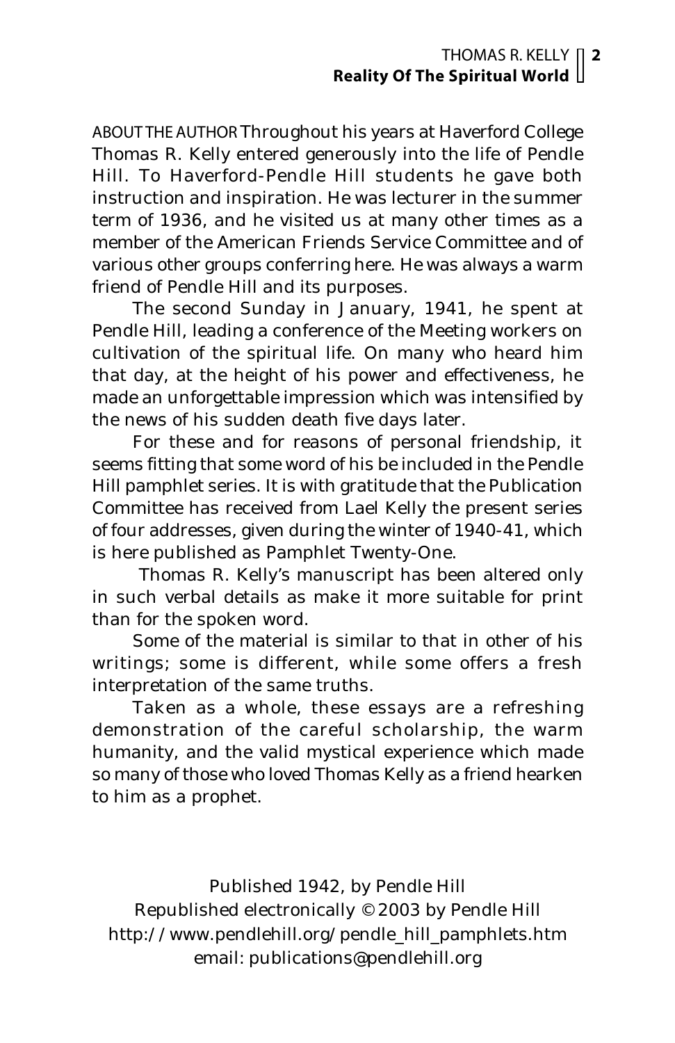ABOUT THE AUTHOR Throughout his years at Haverford College Thomas R. Kelly entered generously into the life of Pendle Hill. To Haverford-Pendle Hill students he gave both instruction and inspiration. He was lecturer in the summer term of 1936, and he visited us at many other times as a member of the American Friends Service Committee and of various other groups conferring here. He was always a warm friend of Pendle Hill and its purposes.

The second Sunday in January, 1941, he spent at Pendle Hill, leading a conference of the Meeting workers on cultivation of the spiritual life. On many who heard him that day, at the height of his power and effectiveness, he made an unforgettable impression which was intensified by the news of his sudden death five days later.

For these and for reasons of personal friendship, it seems fitting that some word of his be included in the Pendle Hill pamphlet series. It is with gratitude that the Publication Committee has received from Lael Kelly the present series of four addresses, given during the winter of 1940-41, which is here published as Pamphlet Twenty-One.

Thomas R. Kelly's manuscript has been altered only in such verbal details as make it more suitable for print than for the spoken word.

Some of the material is similar to that in other of his writings; some is different, while some offers a fresh interpretation of the same truths.

Taken as a whole, these essays are a refreshing demonstration of the careful scholarship, the warm humanity, and the valid mystical experience which made so many of those who loved Thomas Kelly as a friend hearken to him as a prophet.

Published 1942, by Pendle Hill
Republished electronically © 2003 by Pendle Hill
http://www.pendlehill.org/pendle_hill_pamphlets.htm
email: publications@pendlehill.org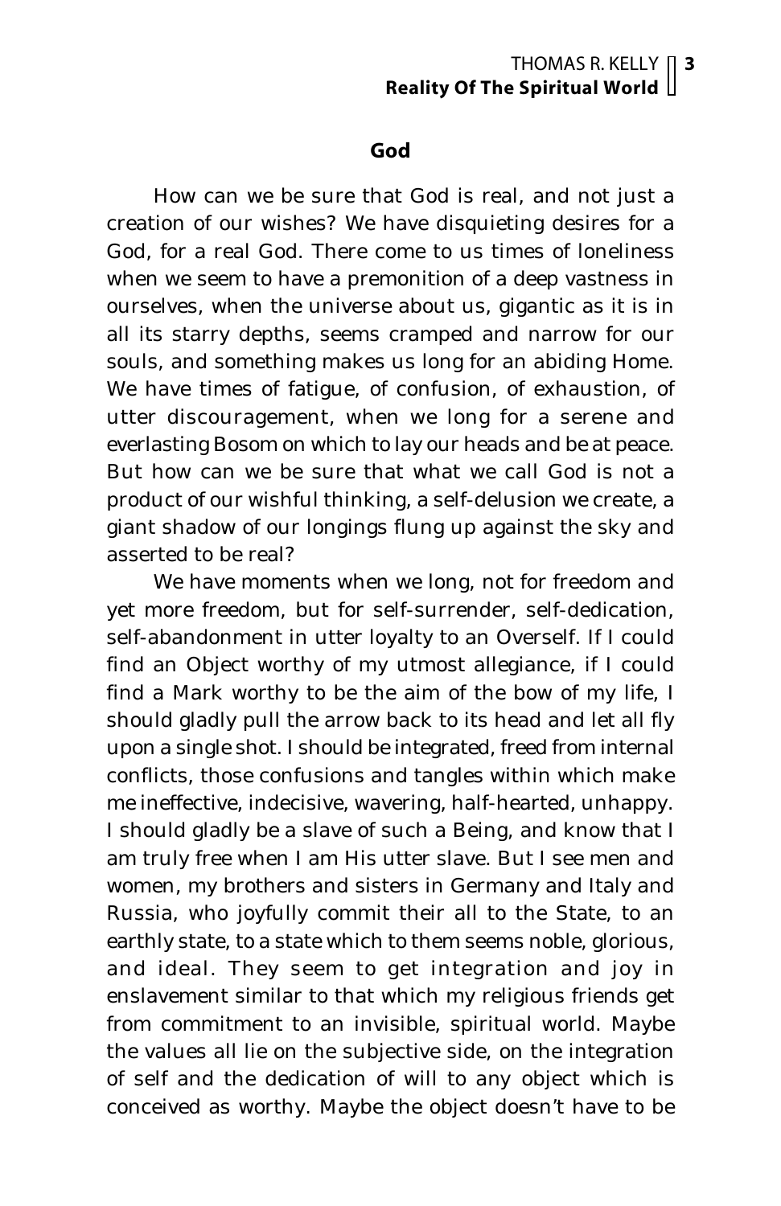## God

How can we be sure that God is real, and not just a creation of our wishes? We have disquieting desires for a God, for a real God. There come to us times of loneliness when we seem to have a premonition of a deep vastness in ourselves, when the universe about us, gigantic as it is in all its starry depths, seems cramped and narrow for our souls, and something makes us long for an abiding Home. We have times of fatigue, of confusion, of exhaustion, of utter discouragement, when we long for a serene and everlasting Bosom on which to lay our heads and be at peace. But how can we be sure that what we call God is not a product of our wishful thinking, a self-delusion we create, a giant shadow of our longings flung up against the sky and asserted to be real?

We have moments when we long, not for freedom and yet more freedom, but for self-surrender, self-dedication, self-abandonment in utter loyalty to an Overself. If I could find an Object worthy of my utmost allegiance, if I could find a Mark worthy to be the aim of the bow of my life, I should gladly pull the arrow back to its head and let all fly upon a single shot. I should be integrated, freed from internal conflicts, those confusions and tangles within which make me ineffective, indecisive, wavering, half-hearted, unhappy. I should gladly be a slave of such a Being, and know that I am truly free when I am His utter slave. But I see men and women, my brothers and sisters in Germany and Italy and Russia, who joyfully commit their all to the State, to an earthly state, to a state which to them seems noble, glorious, and ideal. They seem to get integration and joy in enslavement similar to that which my religious friends get from commitment to an invisible, spiritual world. Maybe the values all lie on the subjective side, on the integration of self and the dedication of will to any object which is conceived as worthy. Maybe the object doesn't have to be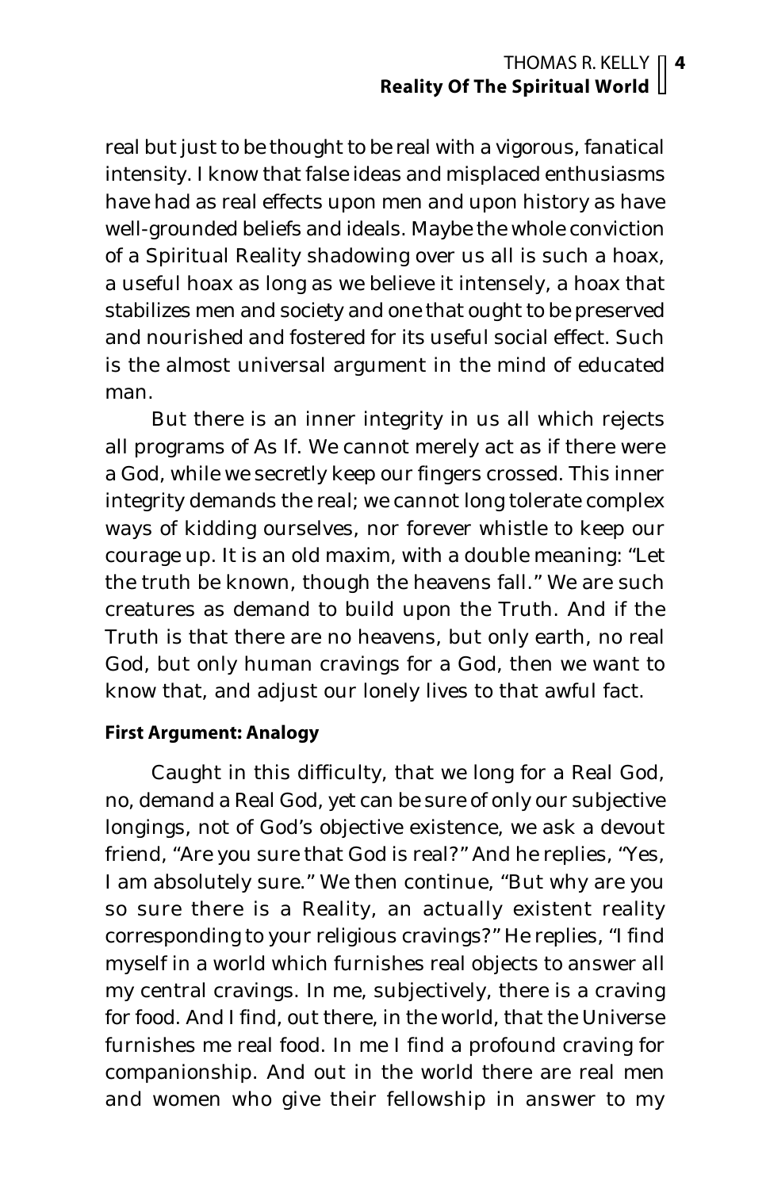real but just to be thought to be real with a vigorous, fanatical intensity. I know that false ideas and misplaced enthusiasms have had as real effects upon men and upon history as have well-grounded beliefs and ideals. Maybe the whole conviction of a Spiritual Reality shadowing over us all is such a hoax, a useful hoax as long as we believe it intensely, a hoax that stabilizes men and society and one that ought to be preserved and nourished and fostered for its useful social effect. Such is the almost universal argument in the mind of educated man.

But there is an inner integrity in us all which rejects all programs of As If. We cannot merely act as if there were a God, while we secretly keep our fingers crossed. This inner integrity demands the real; we cannot long tolerate complex ways of kidding ourselves, nor forever whistle to keep our courage up. It is an old maxim, with a double meaning: "Let the truth be known, though the heavens fall." We are such creatures as demand to build upon the Truth. And if the Truth is that there are no heavens, but only earth, no real God, but only human cravings for a God, then we want to know that, and adjust our lonely lives to that awful fact.

### First Argument: Analogy

Caught in this difficulty, that we long for a Real God, no, demand a Real God, yet can be sure of only our subjective longings, not of God's objective existence, we ask a devout friend, "Are you sure that God is real?" And he replies, "Yes, I am absolutely sure." We then continue, "But why are you so sure there is a Reality, an actually existent reality corresponding to your religious cravings?" He replies, "I find myself in a world which furnishes real objects to answer all my central cravings. In me, subjectively, there is a craving for food. And I find, out there, in the world, that the Universe furnishes me real food. In me I find a profound craving for companionship. And out in the world there are real men and women who give their fellowship in answer to my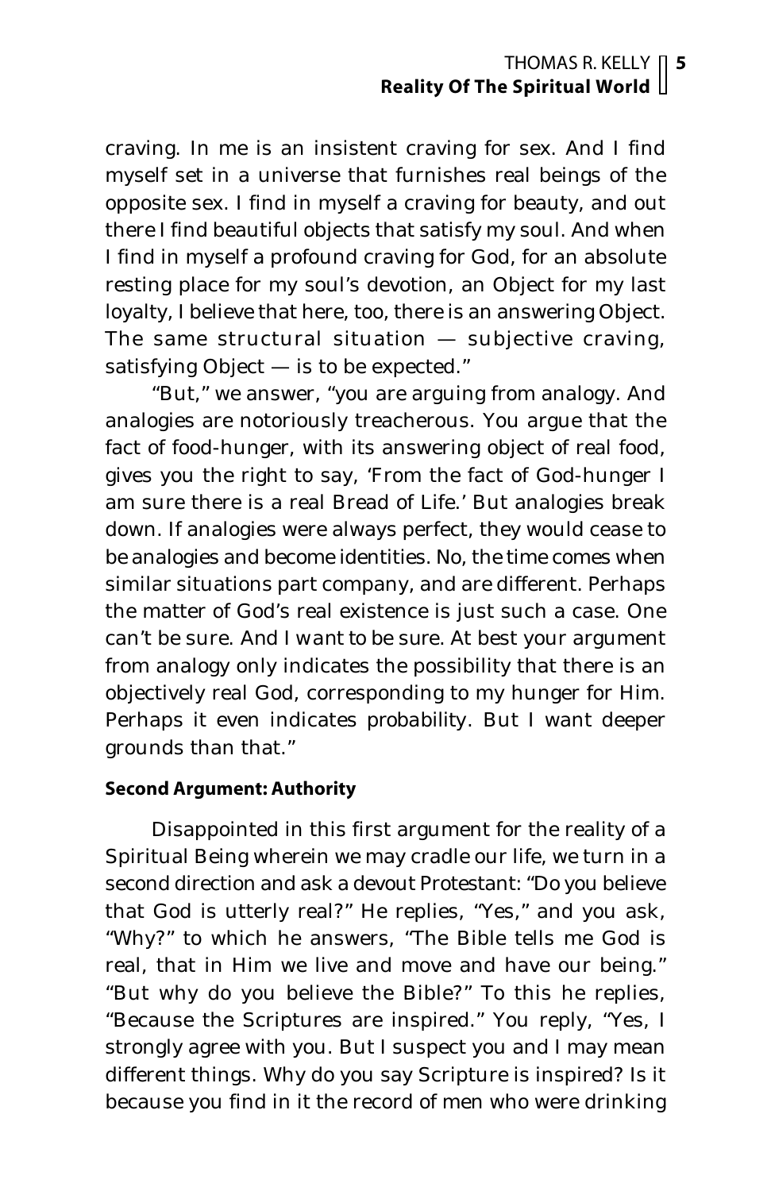craving. In me is an insistent craving for sex. And I find myself set in a universe that furnishes real beings of the opposite sex. I find in myself a craving for beauty, and out there I find beautiful objects that satisfy my soul. And when I find in myself a profound craving for God, for an absolute resting place for my soul's devotion, an Object for my last loyalty, I believe that here, too, there is an answering Object. The same structural situation — subjective craving, satisfying Object — is to be expected."

"But," we answer, "you are arguing from analogy. And analogies are notoriously treacherous. You argue that the fact of food-hunger, with its answering object of real food, gives you the right to say, 'From the fact of God-hunger I am sure there is a real Bread of Life.' But analogies break down. If analogies were always perfect, they would cease to be analogies and become identities. No, the time comes when similar situations part company, and are different. Perhaps the matter of God's real existence is just such a case. One can't be sure. And I want to be sure. At best your argument from analogy only indicates the possibility that there is an objectively real God, corresponding to my hunger for Him. Perhaps it even indicates probability. But I want deeper grounds than that."

**Second Argument: Authority**

Disappointed in this first argument for the reality of a Spiritual Being wherein we may cradle our life, we turn in a second direction and ask a devout Protestant: "Do you believe that God is utterly real?" He replies, "Yes," and you ask, "Why?" to which he answers, "The Bible tells me God is real, that in Him we live and move and have our being." "But why do you believe the Bible?" To this he replies, "Because the Scriptures are inspired." You reply, "Yes, I strongly agree with you. But I suspect you and I may mean different things. Why do you say Scripture is inspired? Is it because you find in it the record of men who were drinking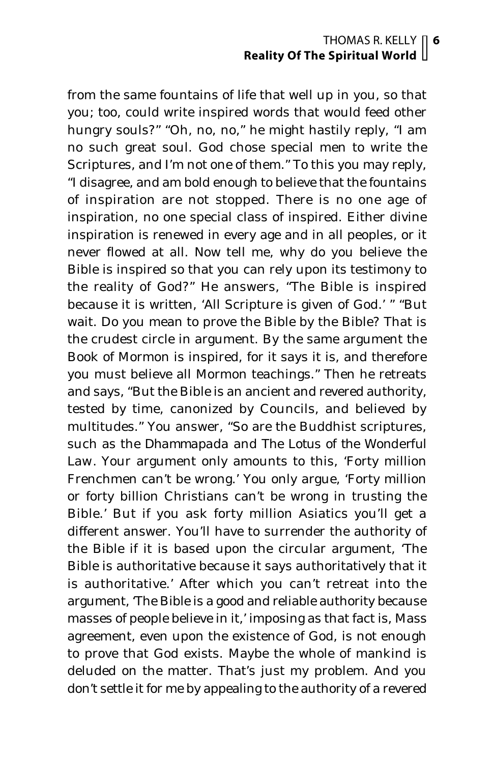from the same fountains of life that well up in you, so that you; too, could write inspired words that would feed other hungry souls?" "Oh, no, no," he might hastily reply, "I am no such great soul. God chose special men to write the Scriptures, and I'm not one of them." To this you may reply, "I disagree, and am bold enough to believe that the fountains of inspiration are not stopped. There is no one age of inspiration, no one special class of inspired. Either divine inspiration is renewed in every age and in all peoples, or it never flowed at all. Now tell me, why do you believe the Bible is inspired so that you can rely upon its testimony to the reality of God?" He answers, "The Bible is inspired because it is written, 'All Scripture is given of God.' " "But wait. Do you mean to prove the Bible by the Bible? That is the crudest circle in argument. By the same argument the Book of Mormon is inspired, for it says it is, and therefore you must believe all Mormon teachings." Then he retreats and says, "But the Bible is an ancient and revered authority, tested by time, canonized by Councils, and believed by multitudes." You answer, "So are the Buddhist scriptures, such as the Dhammapada and The Lotus of the Wonderful Law. Your argument only amounts to this, 'Forty million Frenchmen can't be wrong.' You only argue, 'Forty million or forty billion Christians can't be wrong in trusting the Bible.' But if you ask forty million Asiatics you'll get a different answer. You'll have to surrender the authority of the Bible if it is based upon the circular argument, 'The Bible is authoritative because it says authoritatively that it is authoritative.' After which you can't retreat into the argument, 'The Bible is a good and reliable authority because masses of people believe in it,' imposing as that fact is, Mass agreement, even upon the existence of God, is not enough to prove that God exists. Maybe the whole of mankind is deluded on the matter. That's just my problem. And you don't settle it for me by appealing to the authority of a revered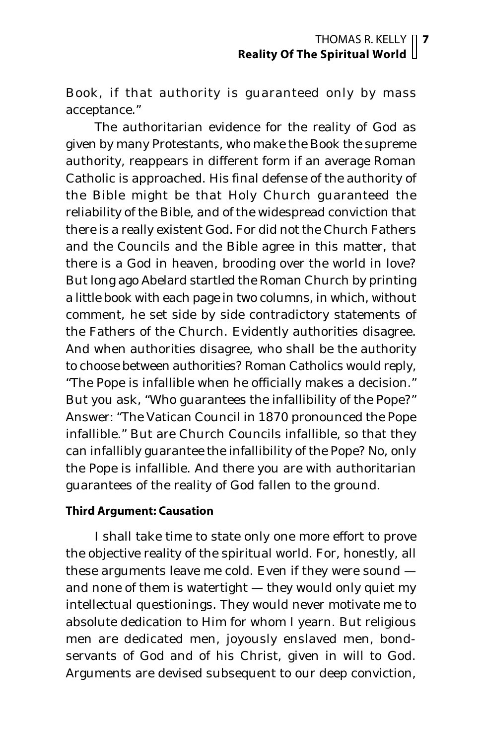Book, if that authority is guaranteed only by mass acceptance."

The authoritarian evidence for the reality of God as given by many Protestants, who make the Book the supreme authority, reappears in different form if an average Roman Catholic is approached. His final defense of the authority of the Bible might be that Holy Church guaranteed the reliability of the Bible, and of the widespread conviction that there is a really existent God. For did not the Church Fathers and the Councils and the Bible agree in this matter, that there is a God in heaven, brooding over the world in love? But long ago Abelard startled the Roman Church by printing a little book with each page in two columns, in which, without comment, he set side by side contradictory statements of the Fathers of the Church. Evidently authorities disagree. And when authorities disagree, who shall be the authority to choose between authorities? Roman Catholics would reply, "The Pope is infallible when he officially makes a decision." But you ask, "Who guarantees the infallibility of the Pope?" Answer: "The Vatican Council in 1870 pronounced the Pope infallible." But are Church Councils infallible, so that they can infallibly guarantee the infallibility of the Pope? No, only the Pope is infallible. And there you are with authoritarian guarantees of the reality of God fallen to the ground.

#### Third Argument: Causation

I shall take time to state only one more effort to prove the objective reality of the spiritual world. For, honestly, all these arguments leave me cold. Even if they were sound — and none of them is watertight — they would only quiet my intellectual questionings. They would never motivate me to absolute dedication to Him for whom I yearn. But religious men are dedicated men, joyously enslaved men, bond-servants of God and of his Christ, given in will to God. Arguments are devised subsequent to our deep conviction,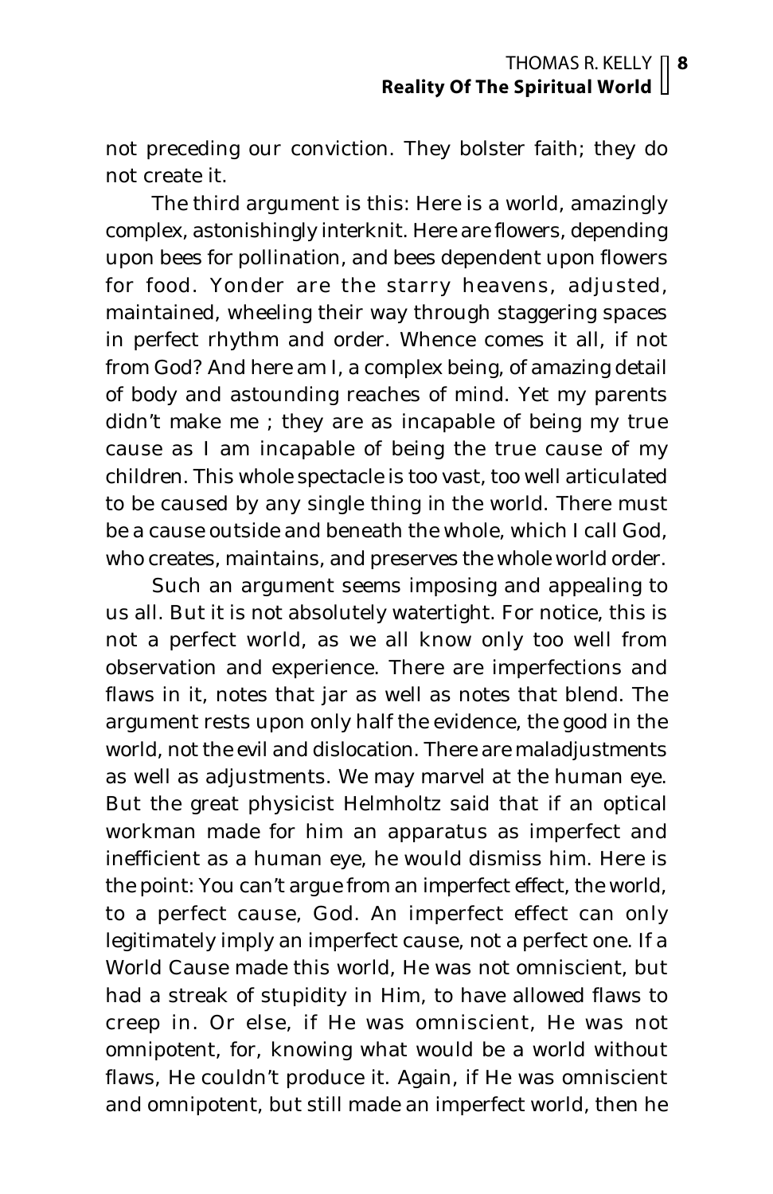not preceding our conviction. They bolster faith; they do not create it.

The third argument is this: Here is a world, amazingly complex, astonishingly interknit. Here are flowers, depending upon bees for pollination, and bees dependent upon flowers for food. Yonder are the starry heavens, adjusted, maintained, wheeling their way through staggering spaces in perfect rhythm and order. Whence comes it all, if not from God? And here am I, a complex being, of amazing detail of body and astounding reaches of mind. Yet my parents didn't make me ; they are as incapable of being my true cause as I am incapable of being the true cause of my children. This whole spectacle is too vast, too well articulated to be caused by any single thing in the world. There must be a cause outside and beneath the whole, which I call God, who creates, maintains, and preserves the whole world order.

Such an argument seems imposing and appealing to us all. But it is not absolutely watertight. For notice, this is not a perfect world, as we all know only too well from observation and experience. There are imperfections and flaws in it, notes that jar as well as notes that blend. The argument rests upon only half the evidence, the good in the world, not the evil and dislocation. There are maladjustments as well as adjustments. We may marvel at the human eye. But the great physicist Helmholtz said that if an optical workman made for him an apparatus as imperfect and inefficient as a human eye, he would dismiss him. Here is the point: You can't argue from an imperfect effect, the world, to a perfect cause, God. An imperfect effect can only legitimately imply an imperfect cause, not a perfect one. If a World Cause made this world, He was not omniscient, but had a streak of stupidity in Him, to have allowed flaws to creep in. Or else, if He was omniscient, He was not omnipotent, for, knowing what would be a world without flaws, He couldn't produce it. Again, if He was omniscient and omnipotent, but still made an imperfect world, then he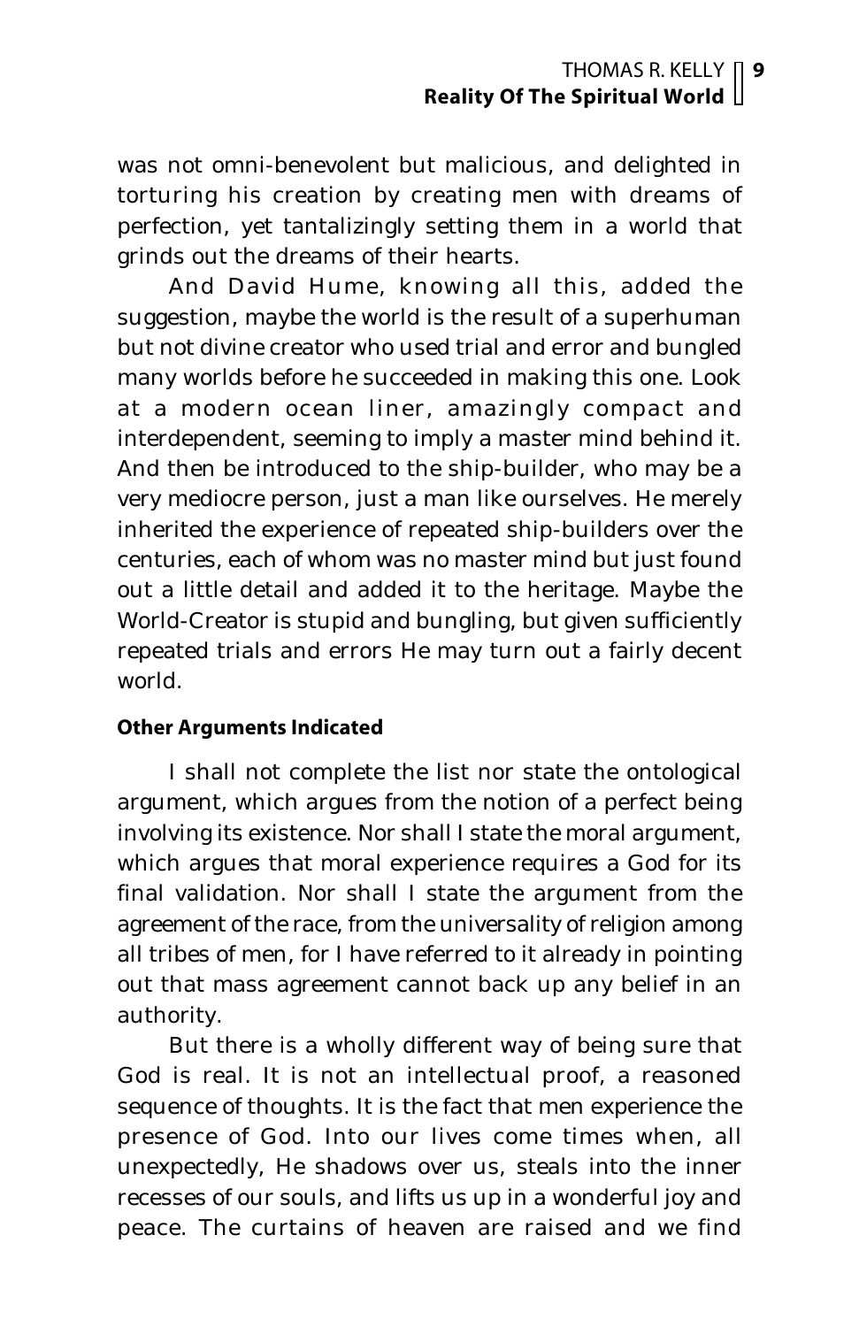was not omni-benevolent but malicious, and delighted in torturing his creation by creating men with dreams of perfection, yet tantalizingly setting them in a world that grinds out the dreams of their hearts.

And David Hume, knowing all this, added the suggestion, maybe the world is the result of a superhuman but not divine creator who used trial and error and bungled many worlds before he succeeded in making this one. Look at a modern ocean liner, amazingly compact and interdependent, seeming to imply a master mind behind it. And then be introduced to the ship-builder, who may be a very mediocre person, just a man like ourselves. He merely inherited the experience of repeated ship-builders over the centuries, each of whom was no master mind but just found out a little detail and added it to the heritage. Maybe the World-Creator is stupid and bungling, but given sufficiently repeated trials and errors He may turn out a fairly decent world.

#### Other Arguments Indicated

I shall not complete the list nor state the ontological argument, which argues from the notion of a perfect being involving its existence. Nor shall I state the moral argument, which argues that moral experience requires a God for its final validation. Nor shall I state the argument from the agreement of the race, from the universality of religion among all tribes of men, for I have referred to it already in pointing out that mass agreement cannot back up any belief in an authority.

But there is a wholly different way of being sure that God is real. It is not an intellectual proof, a reasoned sequence of thoughts. It is the fact that men experience the presence of God. Into our lives come times when, all unexpectedly, He shadows over us, steals into the inner recesses of our souls, and lifts us up in a wonderful joy and peace. The curtains of heaven are raised and we find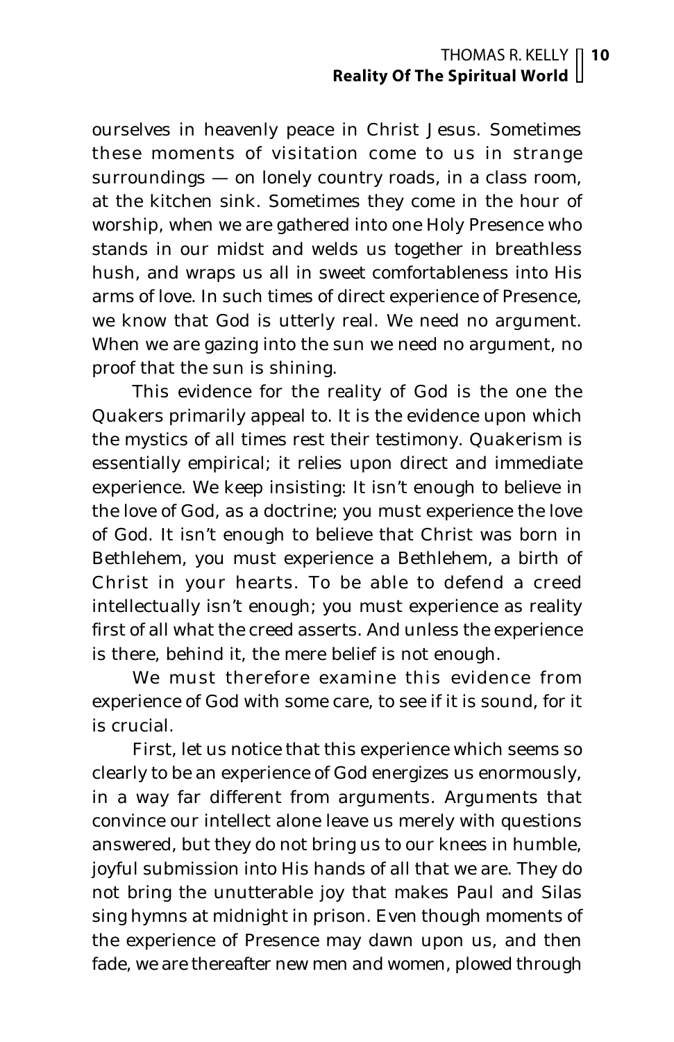ourselves in heavenly peace in Christ Jesus. Sometimes these moments of visitation come to us in strange surroundings — on lonely country roads, in a class room, at the kitchen sink. Sometimes they come in the hour of worship, when we are gathered into one Holy Presence who stands in our midst and welds us together in breathless hush, and wraps us all in sweet comfortableness into His arms of love. In such times of direct experience of Presence, we know that God is utterly real. We need no argument. When we are gazing into the sun we need no argument, no proof that the sun is shining.

This evidence for the reality of God is the one the Quakers primarily appeal to. It is the evidence upon which the mystics of all times rest their testimony. Quakerism is essentially empirical; it relies upon direct and immediate experience. We keep insisting: It isn't enough to believe in the love of God, as a doctrine; you must experience the love of God. It isn't enough to believe that Christ was born in Bethlehem, you must experience a Bethlehem, a birth of Christ in your hearts. To be able to defend a creed intellectually isn't enough; you must experience as reality first of all what the creed asserts. And unless the experience is there, behind it, the mere belief is not enough.

We must therefore examine this evidence from experience of God with some care, to see if it is sound, for it is crucial.

First, let us notice that this experience which seems so clearly to be an experience of God energizes us enormously, in a way far different from arguments. Arguments that convince our intellect alone leave us merely with questions answered, but they do not bring us to our knees in humble, joyful submission into His hands of all that we are. They do not bring the unutterable joy that makes Paul and Silas sing hymns at midnight in prison. Even though moments of the experience of Presence may dawn upon us, and then fade, we are thereafter new men and women, plowed through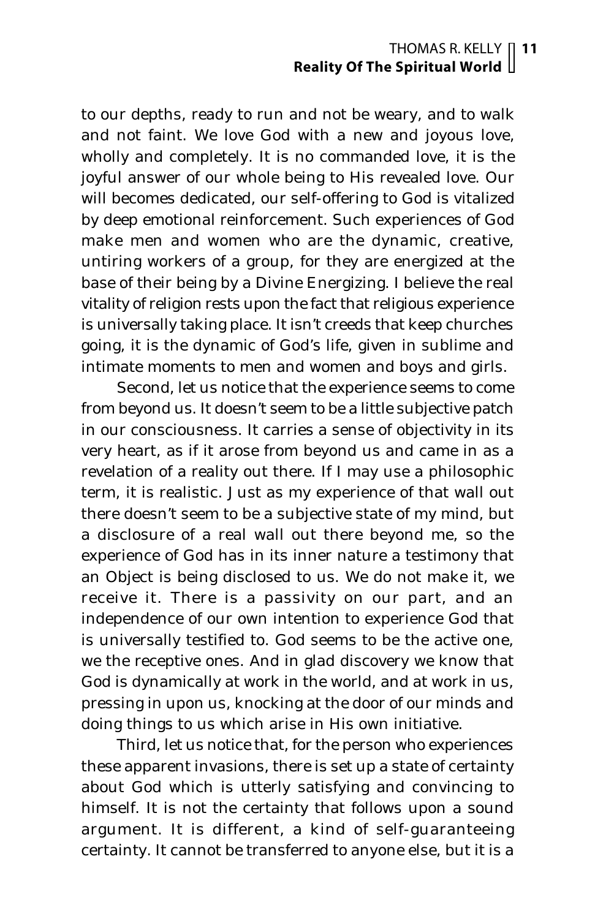to our depths, ready to run and not be weary, and to walk and not faint. We love God with a new and joyous love, wholly and completely. It is no commanded love, it is the joyful answer of our whole being to His revealed love. Our will becomes dedicated, our self-offering to God is vitalized by deep emotional reinforcement. Such experiences of God make men and women who are the dynamic, creative, untiring workers of a group, for they are energized at the base of their being by a Divine Energizing. I believe the real vitality of religion rests upon the fact that religious experience is universally taking place. It isn't creeds that keep churches going, it is the dynamic of God's life, given in sublime and intimate moments to men and women and boys and girls.

Second, let us notice that the experience seems to come from beyond us. It doesn't seem to be a little subjective patch in our consciousness. It carries a sense of objectivity in its very heart, as if it arose from beyond us and came in as a revelation of a reality out there. If I may use a philosophic term, it is realistic. Just as my experience of that wall out there doesn't seem to be a subjective state of my mind, but a disclosure of a real wall out there beyond me, so the experience of God has in its inner nature a testimony that an Object is being disclosed to us. We do not make it, we receive it. There is a passivity on our part, and an independence of our own intention to experience God that is universally testified to. God seems to be the active one, we the receptive ones. And in glad discovery we know that God is dynamically at work in the world, and at work in us, pressing in upon us, knocking at the door of our minds and doing things to us which arise in His own initiative.

Third, let us notice that, for the person who experiences these apparent invasions, there is set up a state of certainty about God which is utterly satisfying and convincing to himself. It is not the certainty that follows upon a sound argument. It is different, a kind of self-guaranteeing certainty. It cannot be transferred to anyone else, but it is a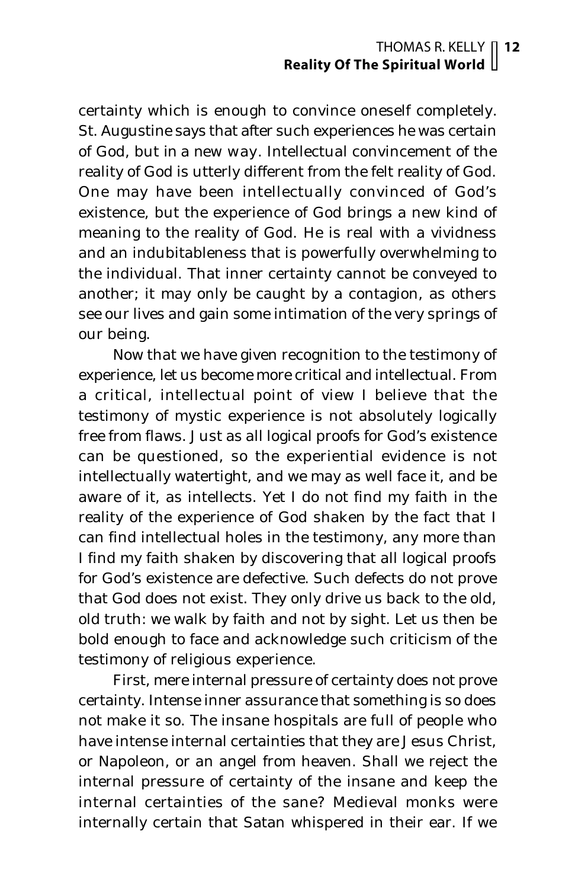certainty which is enough to convince oneself completely. St. Augustine says that after such experiences he was certain of God, but in a new way. Intellectual convincement of the reality of God is utterly different from the felt reality of God. One may have been intellectually convinced of God's existence, but the experience of God brings a new kind of meaning to the reality of God. He is real with a vividness and an indubitableness that is powerfully overwhelming to the individual. That inner certainty cannot be conveyed to another; it may only be caught by a contagion, as others see our lives and gain some intimation of the very springs of our being.

Now that we have given recognition to the testimony of experience, let us become more critical and intellectual. From a critical, intellectual point of view I believe that the testimony of mystic experience is not absolutely logically free from flaws. Just as all logical proofs for God's existence can be questioned, so the experiential evidence is not intellectually watertight, and we may as well face it, and be aware of it, as intellects. Yet I do not find my faith in the reality of the experience of God shaken by the fact that I can find intellectual holes in the testimony, any more than I find my faith shaken by discovering that all logical proofs for God's existence are defective. Such defects do not prove that God does not exist. They only drive us back to the old, old truth: we walk by faith and not by sight. Let us then be bold enough to face and acknowledge such criticism of the testimony of religious experience.

First, mere internal pressure of certainty does not prove certainty. Intense inner assurance that something is so does not make it so. The insane hospitals are full of people who have intense internal certainties that they are Jesus Christ, or Napoleon, or an angel from heaven. Shall we reject the internal pressure of certainty of the insane and keep the internal certainties of the sane? Medieval monks were internally certain that Satan whispered in their ear. If we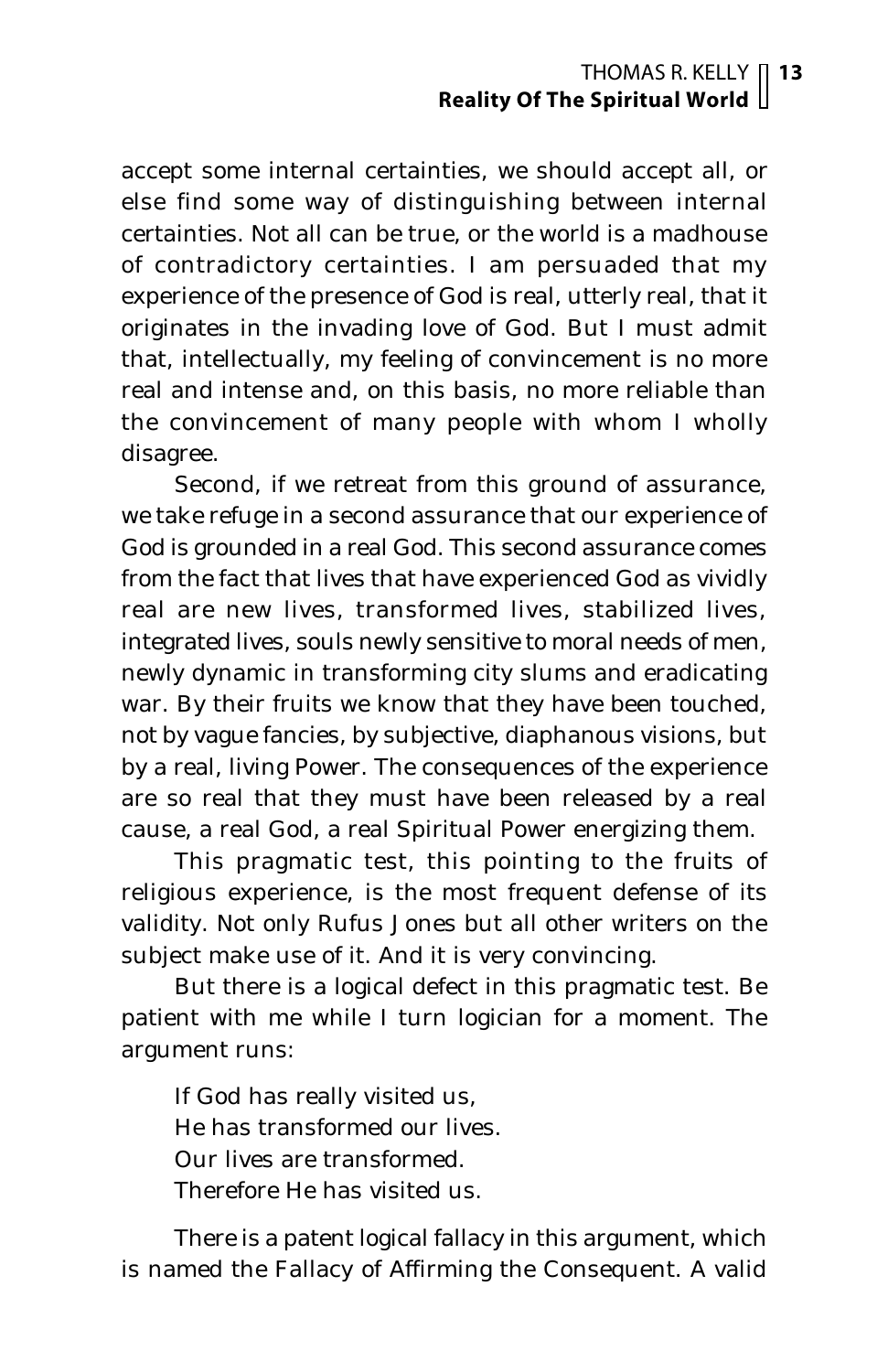accept some internal certainties, we should accept all, or else find some way of distinguishing between internal certainties. Not all can be true, or the world is a madhouse of contradictory certainties. I am persuaded that my experience of the presence of God is real, utterly real, that it originates in the invading love of God. But I must admit that, intellectually, my feeling of convincement is no more real and intense and, on this basis, no more reliable than the convincement of many people with whom I wholly disagree.

Second, if we retreat from this ground of assurance, we take refuge in a second assurance that our experience of God is grounded in a real God. This second assurance comes from the fact that lives that have experienced God as vividly real are new lives, transformed lives, stabilized lives, integrated lives, souls newly sensitive to moral needs of men, newly dynamic in transforming city slums and eradicating war. By their fruits we know that they have been touched, not by vague fancies, by subjective, diaphanous visions, but by a real, living Power. The consequences of the experience are so real that they must have been released by a real cause, a real God, a real Spiritual Power energizing them.

This pragmatic test, this pointing to the fruits of religious experience, is the most frequent defense of its validity. Not only Rufus Jones but all other writers on the subject make use of it. And it is very convincing.

But there is a logical defect in this pragmatic test. Be patient with me while I turn logician for a moment. The argument runs:

> If God has really visited us,
> He has transformed our lives.
> Our lives are transformed.
> Therefore He has visited us.

There is a patent logical fallacy in this argument, which is named the Fallacy of Affirming the Consequent. A valid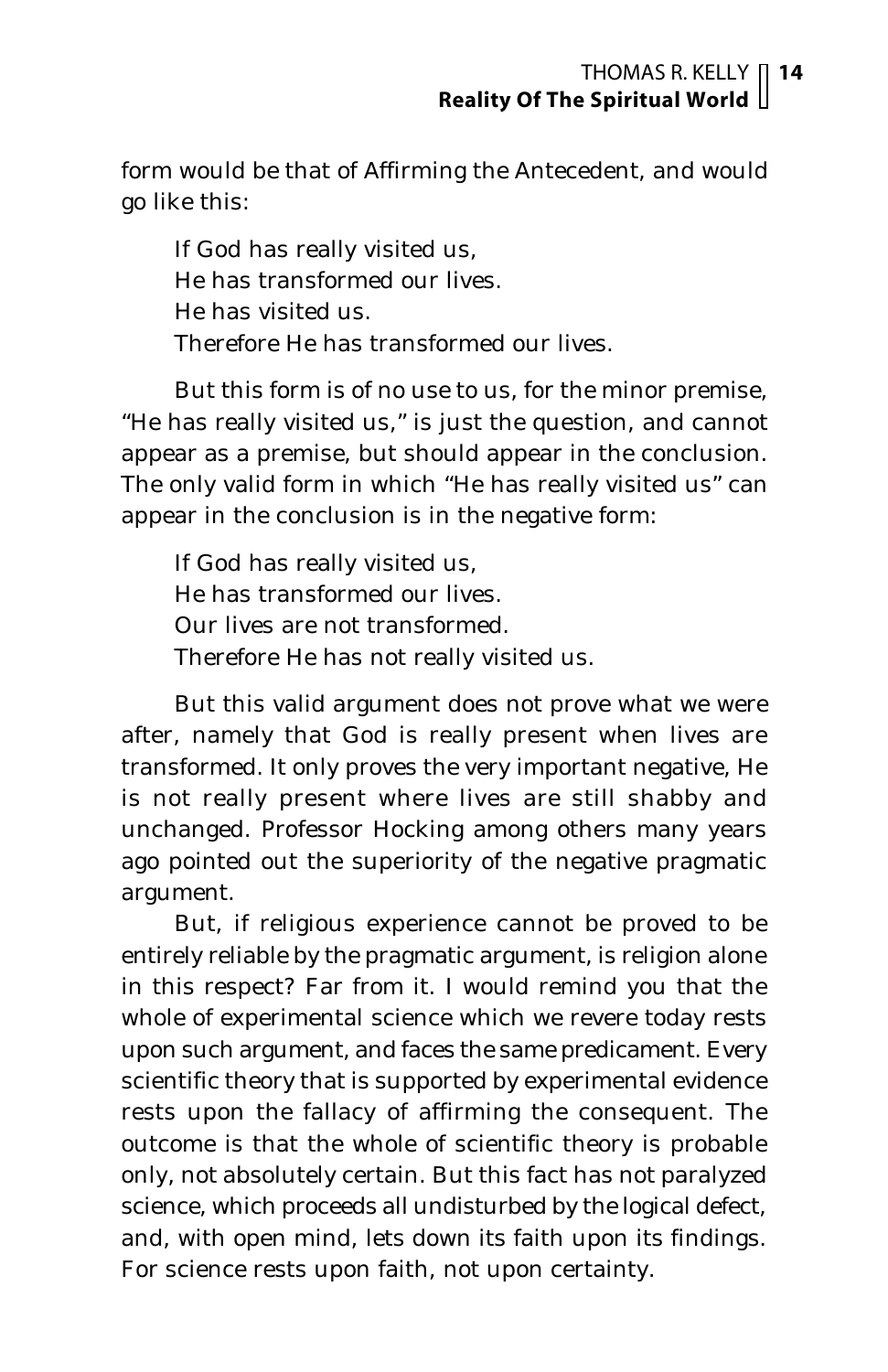form would be that of Affirming the Antecedent, and would go like this:

> If God has really visited us,
> He has transformed our lives.
> He has visited us.
> Therefore He has transformed our lives.

But this form is of no use to us, for the minor premise, "He has really visited us," is just the question, and cannot appear as a premise, but should appear in the conclusion. The only valid form in which "He has really visited us" can appear in the conclusion is in the negative form:

> If God has really visited us,
> He has transformed our lives.
> Our lives are not transformed.
> Therefore He has not really visited us.

But this valid argument does not prove what we were after, namely that God is really present when lives are transformed. It only proves the very important negative, He is not really present where lives are still shabby and unchanged. Professor Hocking among others many years ago pointed out the superiority of the negative pragmatic argument.

But, if religious experience cannot be proved to be entirely reliable by the pragmatic argument, is religion alone in this respect? Far from it. I would remind you that the whole of experimental science which we revere today rests upon such argument, and faces the same predicament. Every scientific theory that is supported by experimental evidence rests upon the fallacy of affirming the consequent. The outcome is that the whole of scientific theory is probable only, not absolutely certain. But this fact has not paralyzed science, which proceeds all undisturbed by the logical defect, and, with open mind, lets down its faith upon its findings. For science rests upon faith, not upon certainty.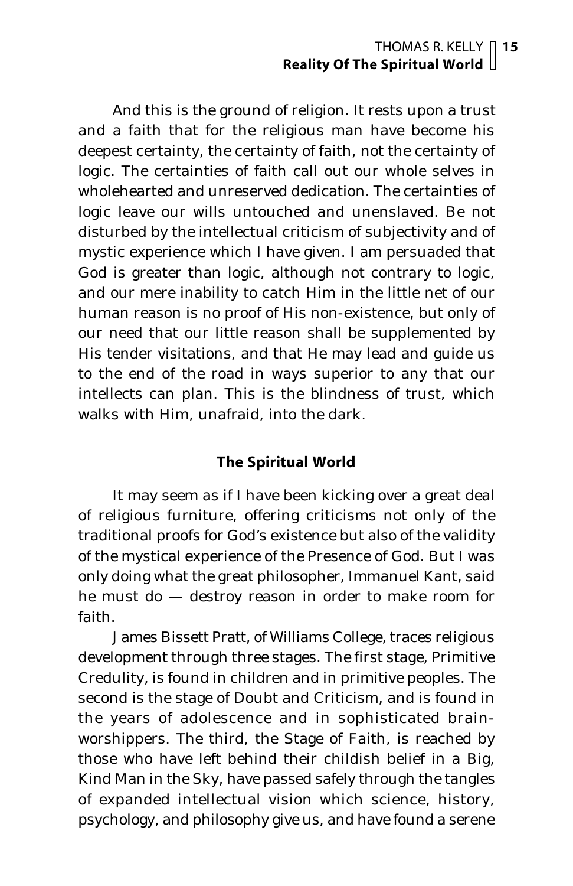And this is the ground of religion. It rests upon a trust and a faith that for the religious man have become his deepest certainty, the certainty of faith, not the certainty of logic. The certainties of faith call out our whole selves in wholehearted and unreserved dedication. The certainties of logic leave our wills untouched and unenslaved. Be not disturbed by the intellectual criticism of subjectivity and of mystic experience which I have given. I am persuaded that God is greater than logic, although not contrary to logic, and our mere inability to catch Him in the little net of our human reason is no proof of His non-existence, but only of our need that our little reason shall be supplemented by His tender visitations, and that He may lead and guide us to the end of the road in ways superior to any that our intellects can plan. This is the blindness of trust, which walks with Him, unafraid, into the dark.

## The Spiritual World

It may seem as if I have been kicking over a great deal of religious furniture, offering criticisms not only of the traditional proofs for God's existence but also of the validity of the mystical experience of the Presence of God. But I was only doing what the great philosopher, Immanuel Kant, said he must do — destroy reason in order to make room for faith.

James Bissett Pratt, of Williams College, traces religious development through three stages. The first stage, Primitive Credulity, is found in children and in primitive peoples. The second is the stage of Doubt and Criticism, and is found in the years of adolescence and in sophisticated brain-worshippers. The third, the Stage of Faith, is reached by those who have left behind their childish belief in a Big, Kind Man in the Sky, have passed safely through the tangles of expanded intellectual vision which science, history, psychology, and philosophy give us, and have found a serene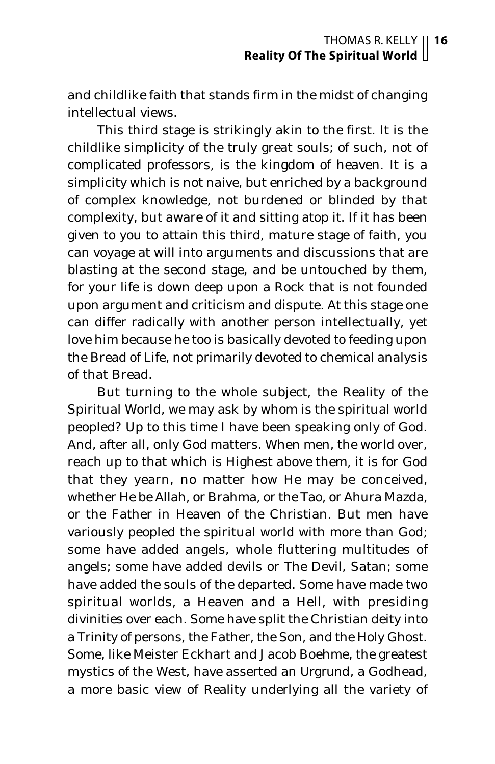and childlike faith that stands firm in the midst of changing intellectual views.

This third stage is strikingly akin to the first. It is the childlike simplicity of the truly great souls; of such, not of complicated professors, is the kingdom of heaven. It is a simplicity which is not naive, but enriched by a background of complex knowledge, not burdened or blinded by that complexity, but aware of it and sitting atop it. If it has been given to you to attain this third, mature stage of faith, you can voyage at will into arguments and discussions that are blasting at the second stage, and be untouched by them, for your life is down deep upon a Rock that is not founded upon argument and criticism and dispute. At this stage one can differ radically with another person intellectually, yet love him because he too is basically devoted to feeding upon the Bread of Life, not primarily devoted to chemical analysis of that Bread.

But turning to the whole subject, the Reality of the Spiritual World, we may ask by whom is the spiritual world peopled? Up to this time I have been speaking only of God. And, after all, only God matters. When men, the world over, reach up to that which is Highest above them, it is for God that they yearn, no matter how He may be conceived, whether He be Allah, or Brahma, or the Tao, or Ahura Mazda, or the Father in Heaven of the Christian. But men have variously peopled the spiritual world with more than God; some have added angels, whole fluttering multitudes of angels; some have added devils or The Devil, Satan; some have added the souls of the departed. Some have made two spiritual worlds, a Heaven and a Hell, with presiding divinities over each. Some have split the Christian deity into a Trinity of persons, the Father, the Son, and the Holy Ghost. Some, like Meister Eckhart and Jacob Boehme, the greatest mystics of the West, have asserted an Urgrund, a Godhead, a more basic view of Reality underlying all the variety of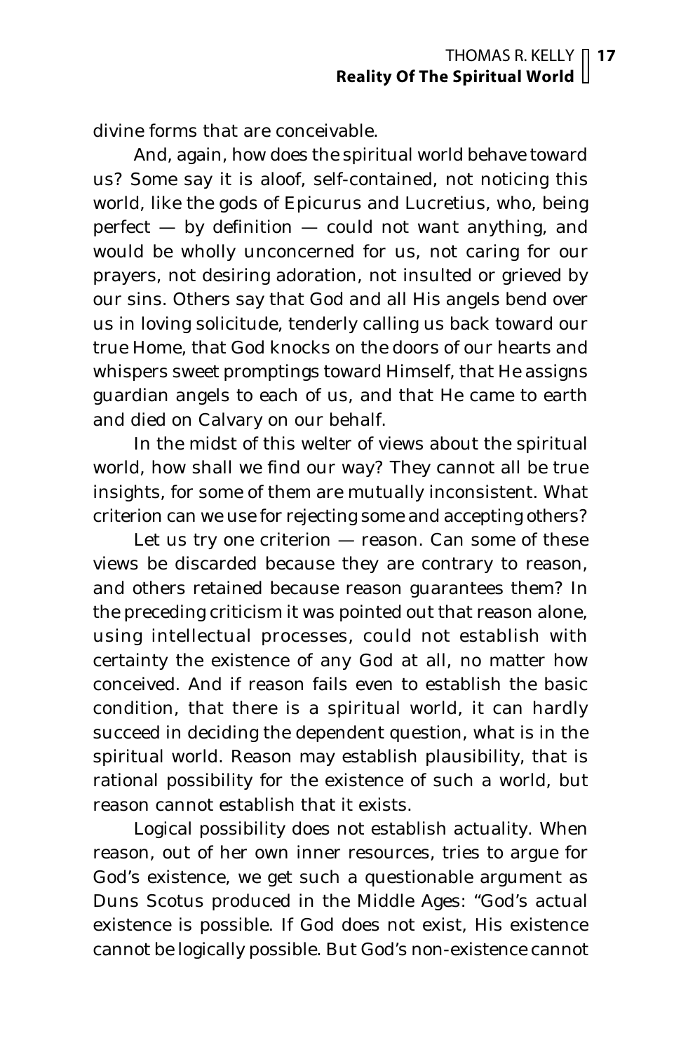divine forms that are conceivable.

And, again, how does the spiritual world behave toward us? Some say it is aloof, self-contained, not noticing this world, like the gods of Epicurus and Lucretius, who, being perfect — by definition — could not want anything, and would be wholly unconcerned for us, not caring for our prayers, not desiring adoration, not insulted or grieved by our sins. Others say that God and all His angels bend over us in loving solicitude, tenderly calling us back toward our true Home, that God knocks on the doors of our hearts and whispers sweet promptings toward Himself, that He assigns guardian angels to each of us, and that He came to earth and died on Calvary on our behalf.

In the midst of this welter of views about the spiritual world, how shall we find our way? They cannot all be true insights, for some of them are mutually inconsistent. What criterion can we use for rejecting some and accepting others?

Let us try one criterion — reason. Can some of these views be discarded because they are contrary to reason, and others retained because reason guarantees them? In the preceding criticism it was pointed out that reason alone, using intellectual processes, could not establish with certainty the existence of any God at all, no matter how conceived. And if reason fails even to establish the basic condition, that there is a spiritual world, it can hardly succeed in deciding the dependent question, what is in the spiritual world. Reason may establish plausibility, that is rational possibility for the existence of such a world, but reason cannot establish that it exists.

Logical possibility does not establish actuality. When reason, out of her own inner resources, tries to argue for God's existence, we get such a questionable argument as Duns Scotus produced in the Middle Ages: "God's actual existence is possible. If God does not exist, His existence cannot be logically possible. But God's non-existence cannot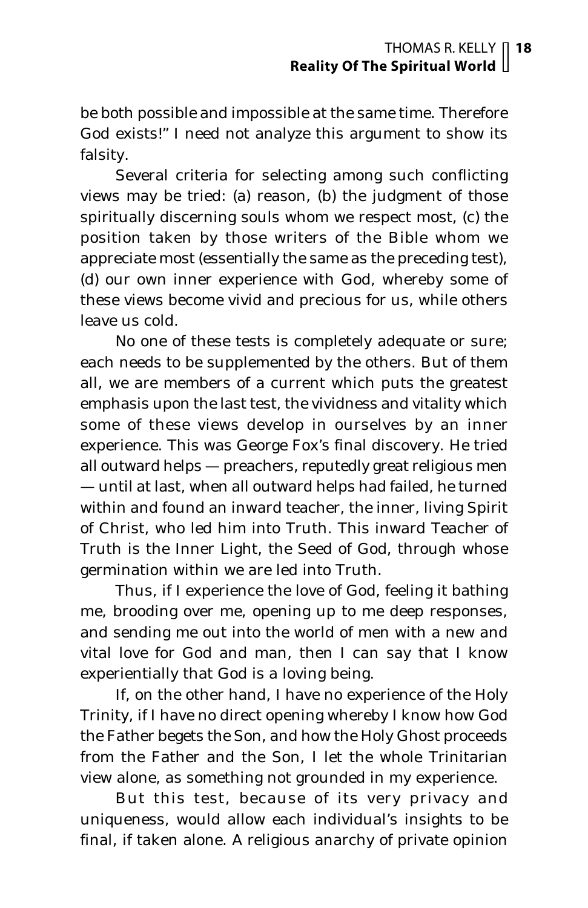be both possible and impossible at the same time. Therefore God exists!" I need not analyze this argument to show its falsity.

Several criteria for selecting among such conflicting views may be tried: (a) reason, (b) the judgment of those spiritually discerning souls whom we respect most, (c) the position taken by those writers of the Bible whom we appreciate most (essentially the same as the preceding test), (d) our own inner experience with God, whereby some of these views become vivid and precious for us, while others leave us cold.

No one of these tests is completely adequate or sure; each needs to be supplemented by the others. But of them all, we are members of a current which puts the greatest emphasis upon the last test, the vividness and vitality which some of these views develop in ourselves by an inner experience. This was George Fox's final discovery. He tried all outward helps — preachers, reputedly great religious men — until at last, when all outward helps had failed, he turned within and found an inward teacher, the inner, living Spirit of Christ, who led him into Truth. This inward Teacher of Truth is the Inner Light, the Seed of God, through whose germination within we are led into Truth.

Thus, if I experience the love of God, feeling it bathing me, brooding over me, opening up to me deep responses, and sending me out into the world of men with a new and vital love for God and man, then I can say that I know experientially that God is a loving being.

If, on the other hand, I have no experience of the Holy Trinity, if I have no direct opening whereby I know how God the Father begets the Son, and how the Holy Ghost proceeds from the Father and the Son, I let the whole Trinitarian view alone, as something not grounded in my experience.

But this test, because of its very privacy and uniqueness, would allow each individual's insights to be final, if taken alone. A religious anarchy of private opinion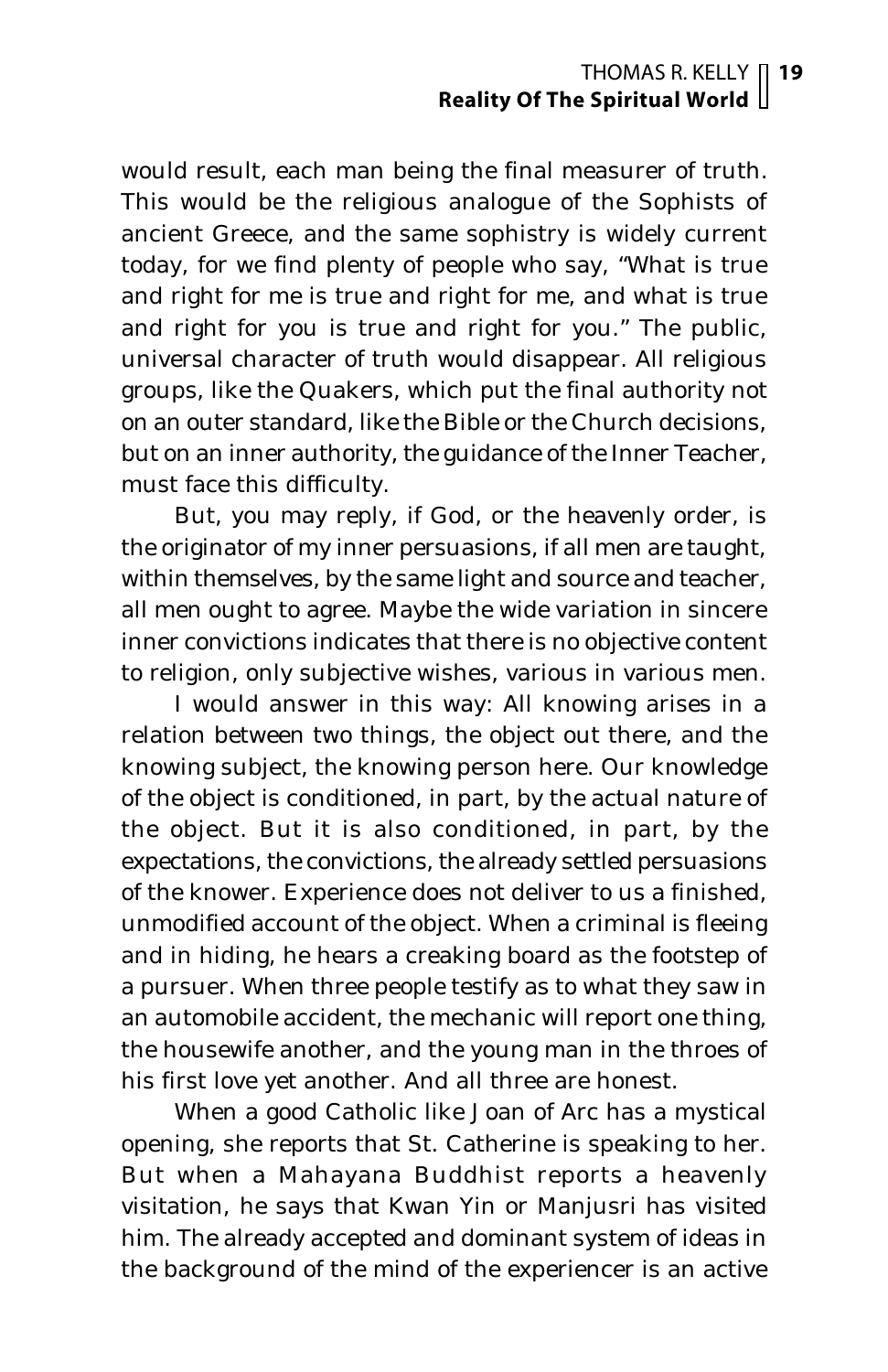would result, each man being the final measurer of truth. This would be the religious analogue of the Sophists of ancient Greece, and the same sophistry is widely current today, for we find plenty of people who say, "What is true and right for me is true and right for me, and what is true and right for you is true and right for you." The public, universal character of truth would disappear. All religious groups, like the Quakers, which put the final authority not on an outer standard, like the Bible or the Church decisions, but on an inner authority, the guidance of the Inner Teacher, must face this difficulty.

But, you may reply, if God, or the heavenly order, is the originator of my inner persuasions, if all men are taught, within themselves, by the same light and source and teacher, all men ought to agree. Maybe the wide variation in sincere inner convictions indicates that there is no objective content to religion, only subjective wishes, various in various men.

I would answer in this way: All knowing arises in a relation between two things, the object out there, and the knowing subject, the knowing person here. Our knowledge of the object is conditioned, in part, by the actual nature of the object. But it is also conditioned, in part, by the expectations, the convictions, the already settled persuasions of the knower. Experience does not deliver to us a finished, unmodified account of the object. When a criminal is fleeing and in hiding, he hears a creaking board as the footstep of a pursuer. When three people testify as to what they saw in an automobile accident, the mechanic will report one thing, the housewife another, and the young man in the throes of his first love yet another. And all three are honest.

When a good Catholic like Joan of Arc has a mystical opening, she reports that St. Catherine is speaking to her. But when a Mahayana Buddhist reports a heavenly visitation, he says that Kwan Yin or Manjusri has visited him. The already accepted and dominant system of ideas in the background of the mind of the experiencer is an active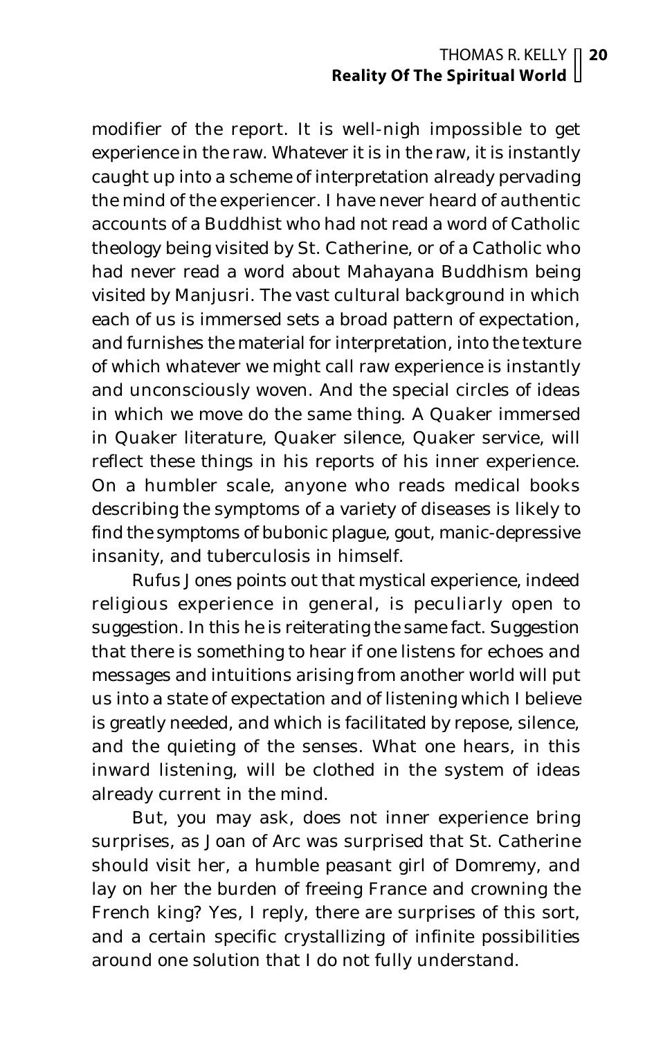modifier of the report. It is well-nigh impossible to get experience in the raw. Whatever it is in the raw, it is instantly caught up into a scheme of interpretation already pervading the mind of the experiencer. I have never heard of authentic accounts of a Buddhist who had not read a word of Catholic theology being visited by St. Catherine, or of a Catholic who had never read a word about Mahayana Buddhism being visited by Manjusri. The vast cultural background in which each of us is immersed sets a broad pattern of expectation, and furnishes the material for interpretation, into the texture of which whatever we might call raw experience is instantly and unconsciously woven. And the special circles of ideas in which we move do the same thing. A Quaker immersed in Quaker literature, Quaker silence, Quaker service, will reflect these things in his reports of his inner experience. On a humbler scale, anyone who reads medical books describing the symptoms of a variety of diseases is likely to find the symptoms of bubonic plague, gout, manic-depressive insanity, and tuberculosis in himself.

Rufus Jones points out that mystical experience, indeed religious experience in general, is peculiarly open to suggestion. In this he is reiterating the same fact. Suggestion that there is something to hear if one listens for echoes and messages and intuitions arising from another world will put us into a state of expectation and of listening which I believe is greatly needed, and which is facilitated by repose, silence, and the quieting of the senses. What one hears, in this inward listening, will be clothed in the system of ideas already current in the mind.

But, you may ask, does not inner experience bring surprises, as Joan of Arc was surprised that St. Catherine should visit her, a humble peasant girl of Domremy, and lay on her the burden of freeing France and crowning the French king? Yes, I reply, there are surprises of this sort, and a certain specific crystallizing of infinite possibilities around one solution that I do not fully understand.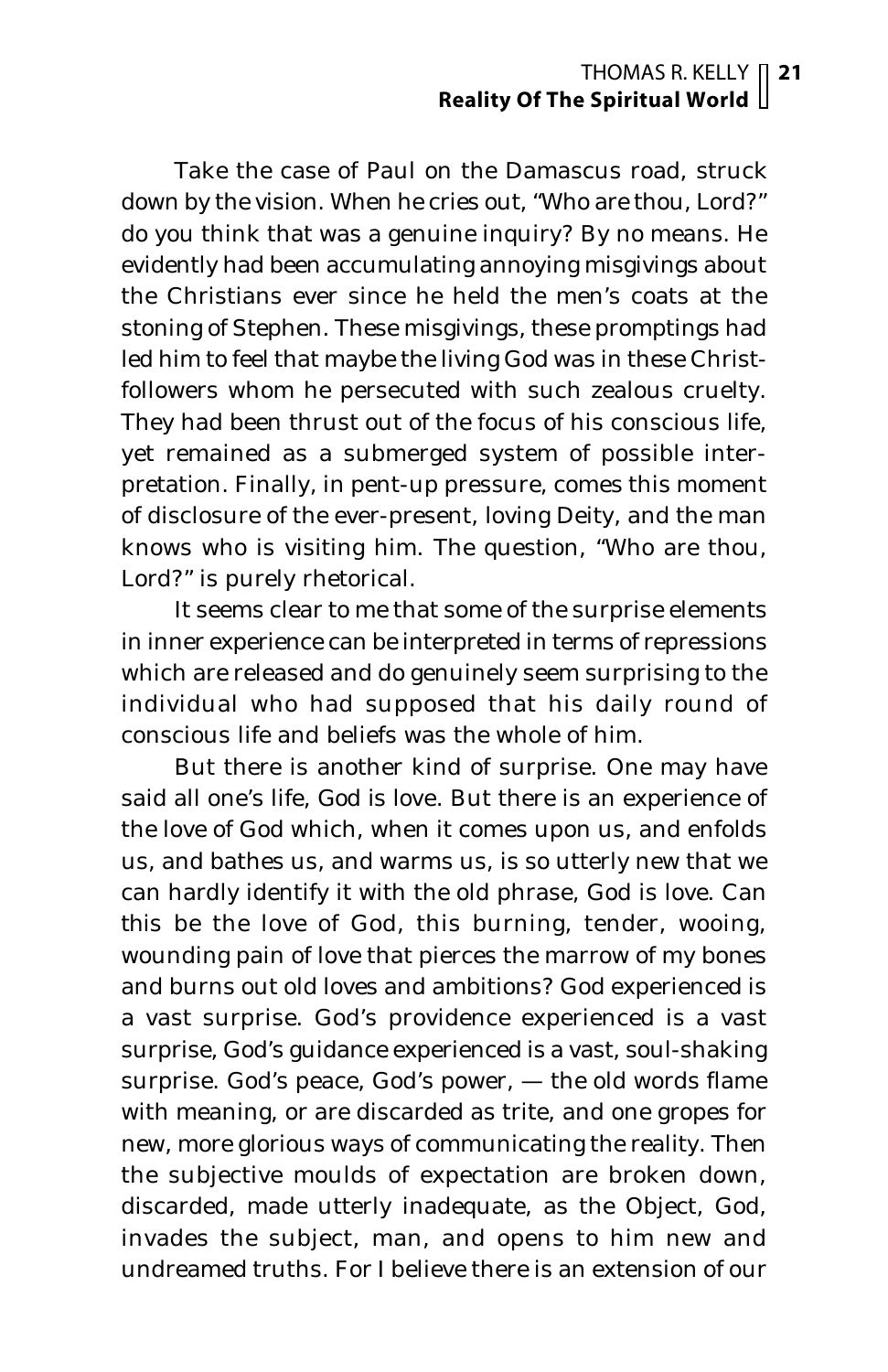Take the case of Paul on the Damascus road, struck down by the vision. When he cries out, "Who are thou, Lord?" do you think that was a genuine inquiry? By no means. He evidently had been accumulating annoying misgivings about the Christians ever since he held the men's coats at the stoning of Stephen. These misgivings, these promptings had led him to feel that maybe the living God was in these Christ-followers whom he persecuted with such zealous cruelty. They had been thrust out of the focus of his conscious life, yet remained as a submerged system of possible interpretation. Finally, in pent-up pressure, comes this moment of disclosure of the ever-present, loving Deity, and the man knows who is visiting him. The question, "Who are thou, Lord?" is purely rhetorical.

It seems clear to me that some of the surprise elements in inner experience can be interpreted in terms of repressions which are released and do genuinely seem surprising to the individual who had supposed that his daily round of conscious life and beliefs was the whole of him.

But there is another kind of surprise. One may have said all one's life, God is love. But there is an experience of the love of God which, when it comes upon us, and enfolds us, and bathes us, and warms us, is so utterly new that we can hardly identify it with the old phrase, God is love. Can this be the love of God, this burning, tender, wooing, wounding pain of love that pierces the marrow of my bones and burns out old loves and ambitions? God experienced is a vast surprise. God's providence experienced is a vast surprise, God's guidance experienced is a vast, soul-shaking surprise. God's peace, God's power, — the old words flame with meaning, or are discarded as trite, and one gropes for new, more glorious ways of communicating the reality. Then the subjective moulds of expectation are broken down, discarded, made utterly inadequate, as the Object, God, invades the subject, man, and opens to him new and undreamed truths. For I believe there is an extension of our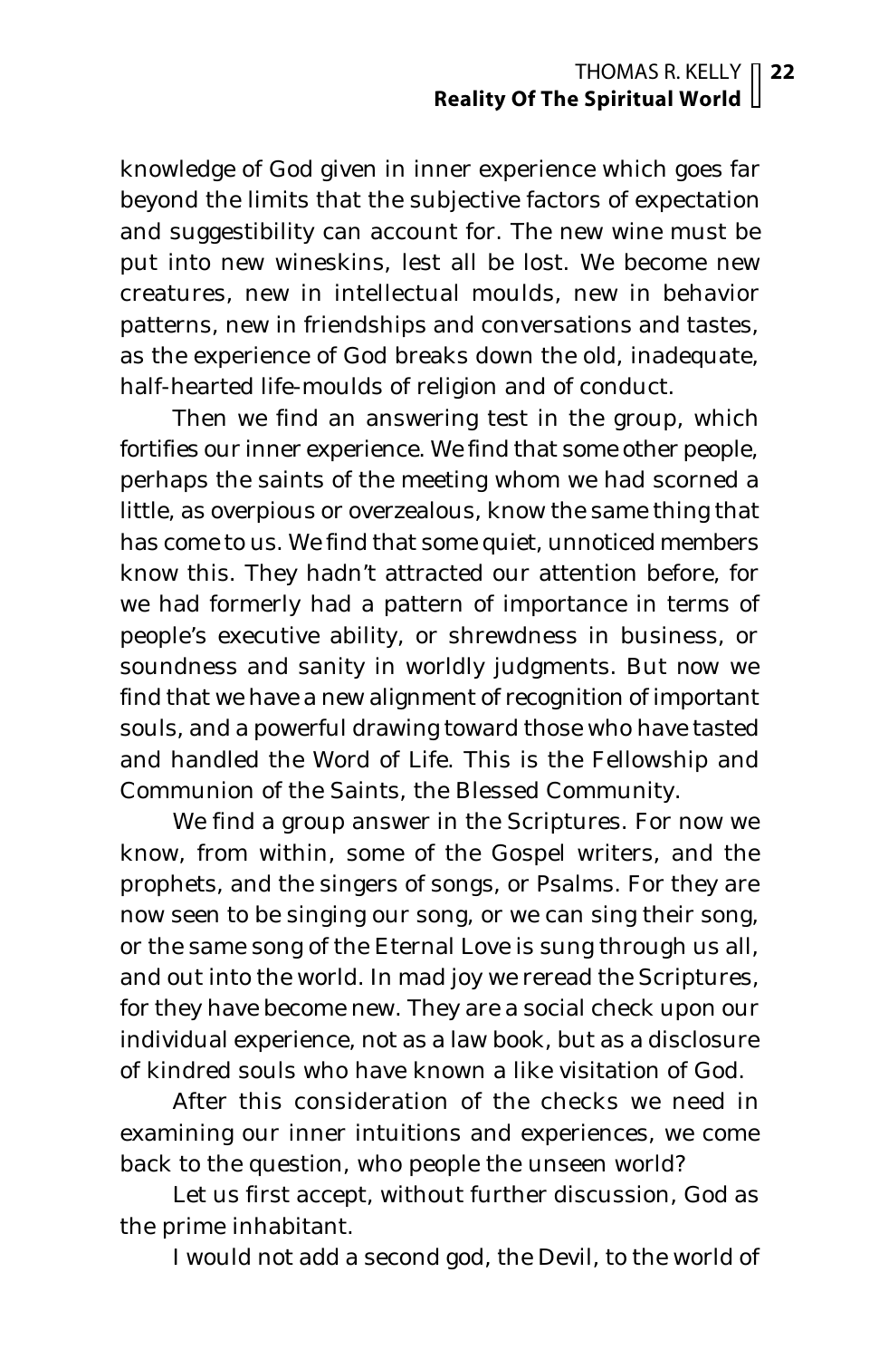knowledge of God given in inner experience which goes far beyond the limits that the subjective factors of expectation and suggestibility can account for. The new wine must be put into new wineskins, lest all be lost. We become new creatures, new in intellectual moulds, new in behavior patterns, new in friendships and conversations and tastes, as the experience of God breaks down the old, inadequate, half-hearted life-moulds of religion and of conduct.

Then we find an answering test in the group, which fortifies our inner experience. We find that some other people, perhaps the saints of the meeting whom we had scorned a little, as overpious or overzealous, know the same thing that has come to us. We find that some quiet, unnoticed members know this. They hadn't attracted our attention before, for we had formerly had a pattern of importance in terms of people's executive ability, or shrewdness in business, or soundness and sanity in worldly judgments. But now we find that we have a new alignment of recognition of important souls, and a powerful drawing toward those who have tasted and handled the Word of Life. This is the Fellowship and Communion of the Saints, the Blessed Community.

We find a group answer in the Scriptures. For now we know, from within, some of the Gospel writers, and the prophets, and the singers of songs, or Psalms. For they are now seen to be singing our song, or we can sing their song, or the same song of the Eternal Love is sung through us all, and out into the world. In mad joy we reread the Scriptures, for they have become new. They are a social check upon our individual experience, not as a law book, but as a disclosure of kindred souls who have known a like visitation of God.

After this consideration of the checks we need in examining our inner intuitions and experiences, we come back to the question, who people the unseen world?

Let us first accept, without further discussion, God as the prime inhabitant.

I would not add a second god, the Devil, to the world of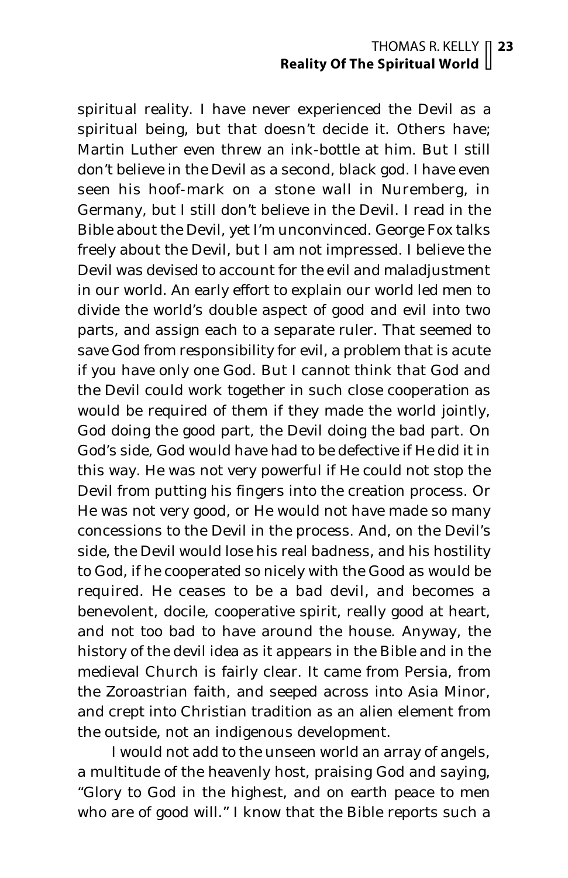spiritual reality. I have never experienced the Devil as a spiritual being, but that doesn't decide it. Others have; Martin Luther even threw an ink-bottle at him. But I still don't believe in the Devil as a second, black god. I have even seen his hoof-mark on a stone wall in Nuremberg, in Germany, but I still don't believe in the Devil. I read in the Bible about the Devil, yet I'm unconvinced. George Fox talks freely about the Devil, but I am not impressed. I believe the Devil was devised to account for the evil and maladjustment in our world. An early effort to explain our world led men to divide the world's double aspect of good and evil into two parts, and assign each to a separate ruler. That seemed to save God from responsibility for evil, a problem that is acute if you have only one God. But I cannot think that God and the Devil could work together in such close cooperation as would be required of them if they made the world jointly, God doing the good part, the Devil doing the bad part. On God's side, God would have had to be defective if He did it in this way. He was not very powerful if He could not stop the Devil from putting his fingers into the creation process. Or He was not very good, or He would not have made so many concessions to the Devil in the process. And, on the Devil's side, the Devil would lose his real badness, and his hostility to God, if he cooperated so nicely with the Good as would be required. He ceases to be a bad devil, and becomes a benevolent, docile, cooperative spirit, really good at heart, and not too bad to have around the house. Anyway, the history of the devil idea as it appears in the Bible and in the medieval Church is fairly clear. It came from Persia, from the Zoroastrian faith, and seeped across into Asia Minor, and crept into Christian tradition as an alien element from the outside, not an indigenous development.

I would not add to the unseen world an array of angels, a multitude of the heavenly host, praising God and saying, "Glory to God in the highest, and on earth peace to men who are of good will." I know that the Bible reports such a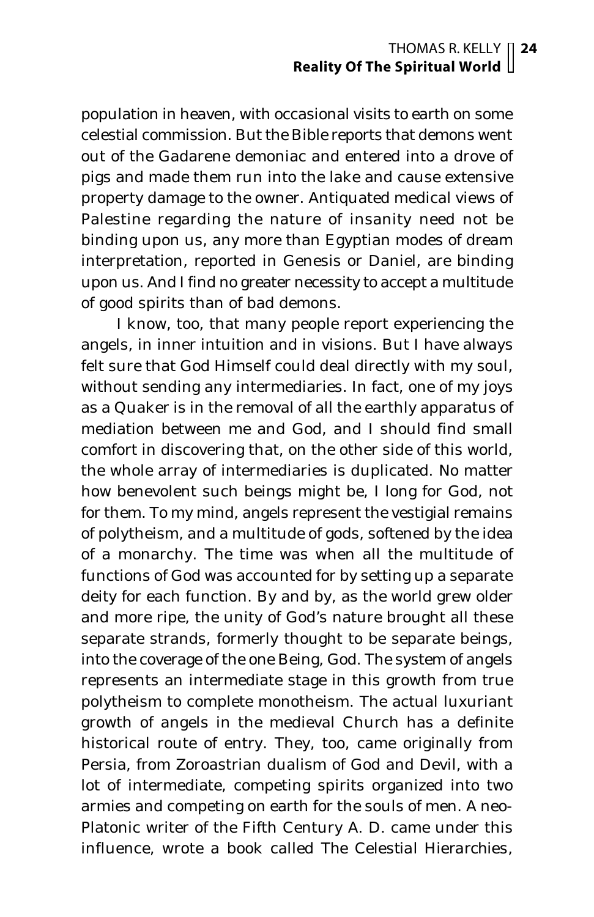population in heaven, with occasional visits to earth on some celestial commission. But the Bible reports that demons went out of the Gadarene demoniac and entered into a drove of pigs and made them run into the lake and cause extensive property damage to the owner. Antiquated medical views of Palestine regarding the nature of insanity need not be binding upon us, any more than Egyptian modes of dream interpretation, reported in Genesis or Daniel, are binding upon us. And I find no greater necessity to accept a multitude of good spirits than of bad demons.

I know, too, that many people report experiencing the angels, in inner intuition and in visions. But I have always felt sure that God Himself could deal directly with my soul, without sending any intermediaries. In fact, one of my joys as a Quaker is in the removal of all the earthly apparatus of mediation between me and God, and I should find small comfort in discovering that, on the other side of this world, the whole array of intermediaries is duplicated. No matter how benevolent such beings might be, I long for God, not for them. To my mind, angels represent the vestigial remains of polytheism, and a multitude of gods, softened by the idea of a monarchy. The time was when all the multitude of functions of God was accounted for by setting up a separate deity for each function. By and by, as the world grew older and more ripe, the unity of God's nature brought all these separate strands, formerly thought to be separate beings, into the coverage of the one Being, God. The system of angels represents an intermediate stage in this growth from true polytheism to complete monotheism. The actual luxuriant growth of angels in the medieval Church has a definite historical route of entry. They, too, came originally from Persia, from Zoroastrian dualism of God and Devil, with a lot of intermediate, competing spirits organized into two armies and competing on earth for the souls of men. A neo-Platonic writer of the Fifth Century A. D. came under this influence, wrote a book called The Celestial Hierarchies,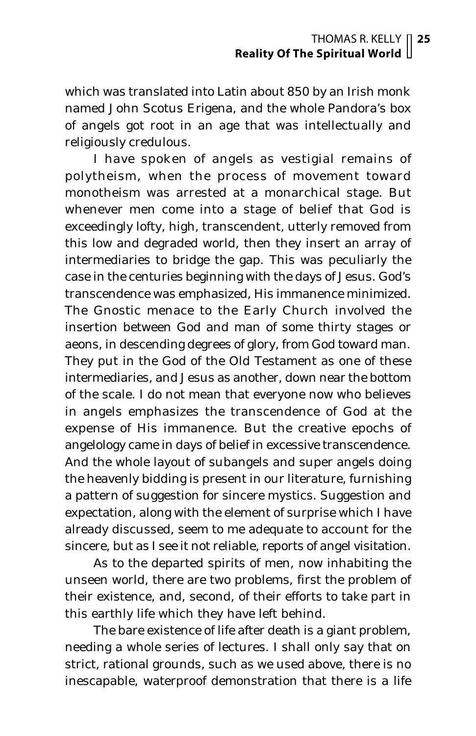which was translated into Latin about 850 by an Irish monk named John Scotus Erigena, and the whole Pandora's box of angels got root in an age that was intellectually and religiously credulous.

I have spoken of angels as vestigial remains of polytheism, when the process of movement toward monotheism was arrested at a monarchical stage. But whenever men come into a stage of belief that God is exceedingly lofty, high, transcendent, utterly removed from this low and degraded world, then they insert an array of intermediaries to bridge the gap. This was peculiarly the case in the centuries beginning with the days of Jesus. God's transcendence was emphasized, His immanence minimized. The Gnostic menace to the Early Church involved the insertion between God and man of some thirty stages or aeons, in descending degrees of glory, from God toward man. They put in the God of the Old Testament as one of these intermediaries, and Jesus as another, down near the bottom of the scale. I do not mean that everyone now who believes in angels emphasizes the transcendence of God at the expense of His immanence. But the creative epochs of angelology came in days of belief in excessive transcendence. And the whole layout of subangels and super angels doing the heavenly bidding is present in our literature, furnishing a pattern of suggestion for sincere mystics. Suggestion and expectation, along with the element of surprise which I have already discussed, seem to me adequate to account for the sincere, but as I see it not reliable, reports of angel visitation.

As to the departed spirits of men, now inhabiting the unseen world, there are two problems, first the problem of their existence, and, second, of their efforts to take part in this earthly life which they have left behind.

The bare existence of life after death is a giant problem, needing a whole series of lectures. I shall only say that on strict, rational grounds, such as we used above, there is no inescapable, waterproof demonstration that there is a life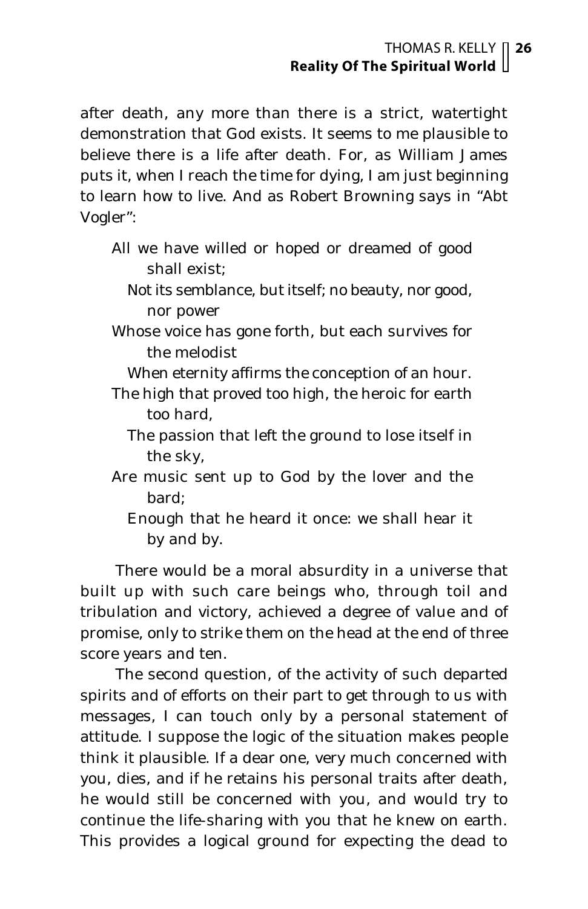after death, any more than there is a strict, watertight demonstration that God exists. It seems to me plausible to believe there is a life after death. For, as William James puts it, when I reach the time for dying, I am just beginning to learn how to live. And as Robert Browning says in "Abt Vogler":

> All we have willed or hoped or dreamed of good shall exist;
> Not its semblance, but itself; no beauty, nor good, nor power
> Whose voice has gone forth, but each survives for the melodist
> When eternity affirms the conception of an hour.
> The high that proved too high, the heroic for earth too hard,
> The passion that left the ground to lose itself in the sky,
> Are music sent up to God by the lover and the bard;
> Enough that he heard it once: we shall hear it by and by.

There would be a moral absurdity in a universe that built up with such care beings who, through toil and tribulation and victory, achieved a degree of value and of promise, only to strike them on the head at the end of three score years and ten.

The second question, of the activity of such departed spirits and of efforts on their part to get through to us with messages, I can touch only by a personal statement of attitude. I suppose the logic of the situation makes people think it plausible. If a dear one, very much concerned with you, dies, and if he retains his personal traits after death, he would still be concerned with you, and would try to continue the life-sharing with you that he knew on earth. This provides a logical ground for expecting the dead to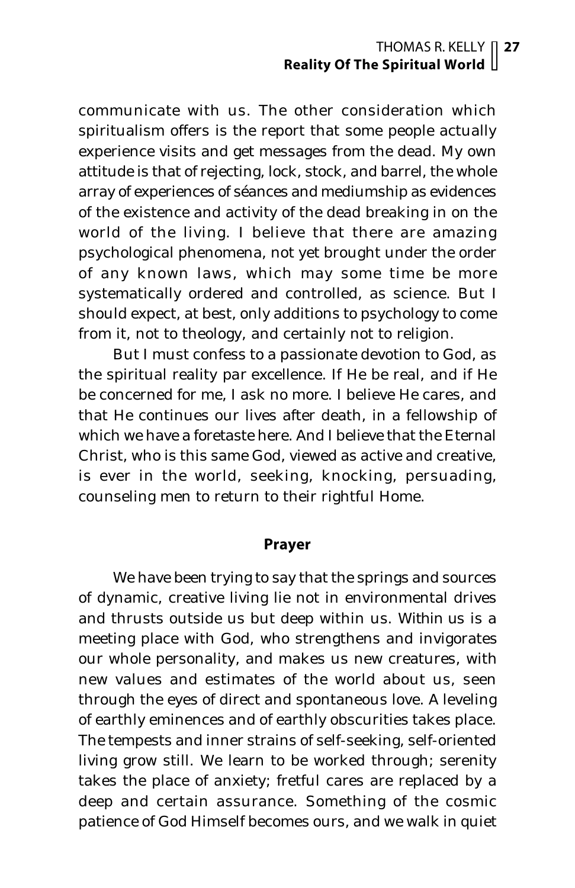communicate with us. The other consideration which spiritualism offers is the report that some people actually experience visits and get messages from the dead. My own attitude is that of rejecting, lock, stock, and barrel, the whole array of experiences of séances and mediumship as evidences of the existence and activity of the dead breaking in on the world of the living. I believe that there are amazing psychological phenomena, not yet brought under the order of any known laws, which may some time be more systematically ordered and controlled, as science. But I should expect, at best, only additions to psychology to come from it, not to theology, and certainly not to religion.

But I must confess to a passionate devotion to God, as the spiritual reality par excellence. If He be real, and if He be concerned for me, I ask no more. I believe He cares, and that He continues our lives after death, in a fellowship of which we have a foretaste here. And I believe that the Eternal Christ, who is this same God, viewed as active and creative, is ever in the world, seeking, knocking, persuading, counseling men to return to their rightful Home.

## Prayer

We have been trying to say that the springs and sources of dynamic, creative living lie not in environmental drives and thrusts outside us but deep within us. Within us is a meeting place with God, who strengthens and invigorates our whole personality, and makes us new creatures, with new values and estimates of the world about us, seen through the eyes of direct and spontaneous love. A leveling of earthly eminences and of earthly obscurities takes place. The tempests and inner strains of self-seeking, self-oriented living grow still. We learn to be worked through; serenity takes the place of anxiety; fretful cares are replaced by a deep and certain assurance. Something of the cosmic patience of God Himself becomes ours, and we walk in quiet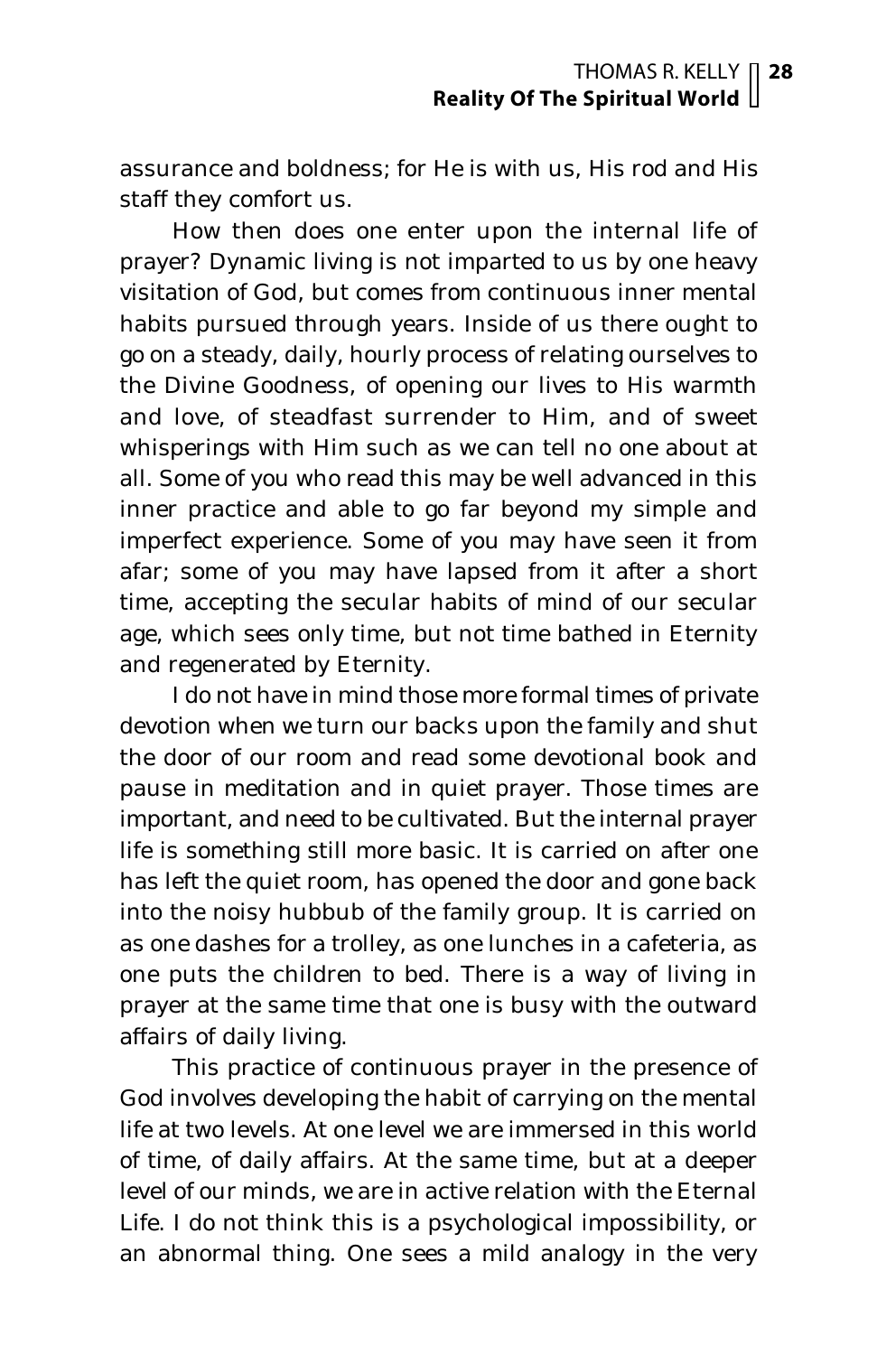assurance and boldness; for He is with us, His rod and His staff they comfort us.

How then does one enter upon the internal life of prayer? Dynamic living is not imparted to us by one heavy visitation of God, but comes from continuous inner mental habits pursued through years. Inside of us there ought to go on a steady, daily, hourly process of relating ourselves to the Divine Goodness, of opening our lives to His warmth and love, of steadfast surrender to Him, and of sweet whisperings with Him such as we can tell no one about at all. Some of you who read this may be well advanced in this inner practice and able to go far beyond my simple and imperfect experience. Some of you may have seen it from afar; some of you may have lapsed from it after a short time, accepting the secular habits of mind of our secular age, which sees only time, but not time bathed in Eternity and regenerated by Eternity.

I do not have in mind those more formal times of private devotion when we turn our backs upon the family and shut the door of our room and read some devotional book and pause in meditation and in quiet prayer. Those times are important, and need to be cultivated. But the internal prayer life is something still more basic. It is carried on after one has left the quiet room, has opened the door and gone back into the noisy hubbub of the family group. It is carried on as one dashes for a trolley, as one lunches in a cafeteria, as one puts the children to bed. There is a way of living in prayer at the same time that one is busy with the outward affairs of daily living.

This practice of continuous prayer in the presence of God involves developing the habit of carrying on the mental life at two levels. At one level we are immersed in this world of time, of daily affairs. At the same time, but at a deeper level of our minds, we are in active relation with the Eternal Life. I do not think this is a psychological impossibility, or an abnormal thing. One sees a mild analogy in the very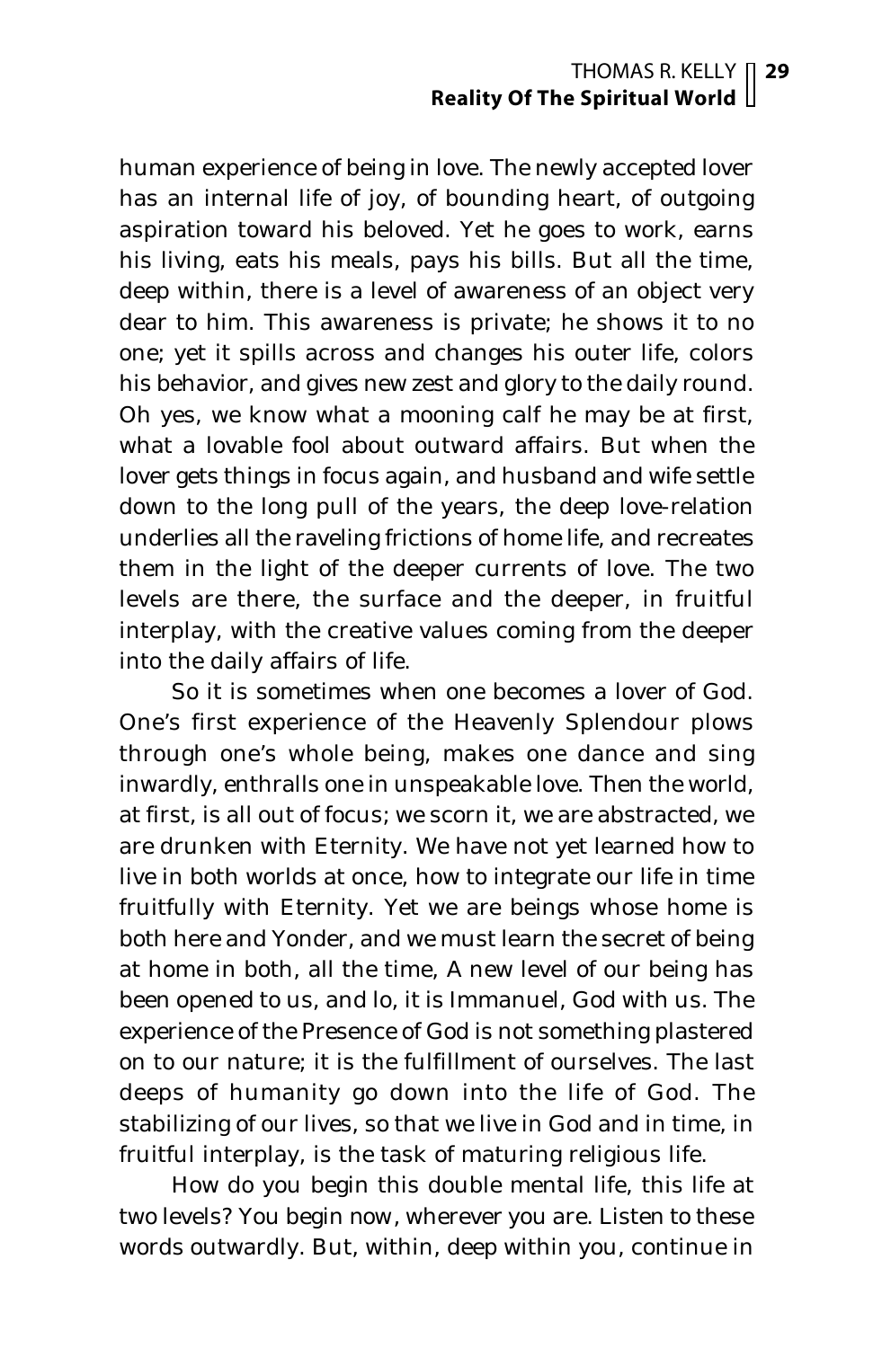human experience of being in love. The newly accepted lover has an internal life of joy, of bounding heart, of outgoing aspiration toward his beloved. Yet he goes to work, earns his living, eats his meals, pays his bills. But all the time, deep within, there is a level of awareness of an object very dear to him. This awareness is private; he shows it to no one; yet it spills across and changes his outer life, colors his behavior, and gives new zest and glory to the daily round. Oh yes, we know what a mooning calf he may be at first, what a lovable fool about outward affairs. But when the lover gets things in focus again, and husband and wife settle down to the long pull of the years, the deep love-relation underlies all the raveling frictions of home life, and recreates them in the light of the deeper currents of love. The two levels are there, the surface and the deeper, in fruitful interplay, with the creative values coming from the deeper into the daily affairs of life.

So it is sometimes when one becomes a lover of God. One's first experience of the Heavenly Splendour plows through one's whole being, makes one dance and sing inwardly, enthralls one in unspeakable love. Then the world, at first, is all out of focus; we scorn it, we are abstracted, we are drunken with Eternity. We have not yet learned how to live in both worlds at once, how to integrate our life in time fruitfully with Eternity. Yet we are beings whose home is both here and Yonder, and we must learn the secret of being at home in both, all the time, A new level of our being has been opened to us, and lo, it is Immanuel, God with us. The experience of the Presence of God is not something plastered on to our nature; it is the fulfillment of ourselves. The last deeps of humanity go down into the life of God. The stabilizing of our lives, so that we live in God and in time, in fruitful interplay, is the task of maturing religious life.

How do you begin this double mental life, this life at two levels? You begin now, wherever you are. Listen to these words outwardly. But, within, deep within you, continue in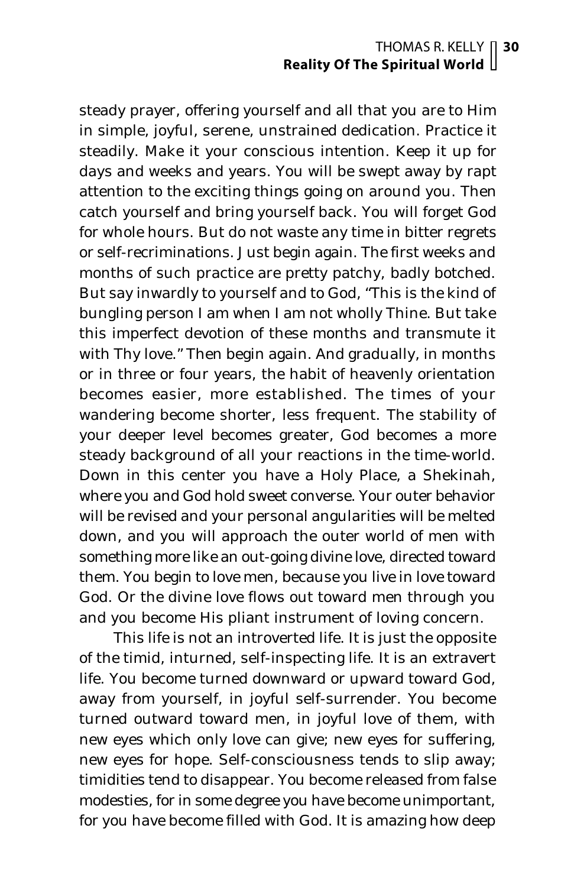steady prayer, offering yourself and all that you are to Him in simple, joyful, serene, unstrained dedication. Practice it steadily. Make it your conscious intention. Keep it up for days and weeks and years. You will be swept away by rapt attention to the exciting things going on around you. Then catch yourself and bring yourself back. You will forget God for whole hours. But do not waste any time in bitter regrets or self-recriminations. Just begin again. The first weeks and months of such practice are pretty patchy, badly botched. But say inwardly to yourself and to God, "This is the kind of bungling person I am when I am not wholly Thine. But take this imperfect devotion of these months and transmute it with Thy love." Then begin again. And gradually, in months or in three or four years, the habit of heavenly orientation becomes easier, more established. The times of your wandering become shorter, less frequent. The stability of your deeper level becomes greater, God becomes a more steady background of all your reactions in the time-world. Down in this center you have a Holy Place, a Shekinah, where you and God hold sweet converse. Your outer behavior will be revised and your personal angularities will be melted down, and you will approach the outer world of men with something more like an out-going divine love, directed toward them. You begin to love men, because you live in love toward God. Or the divine love flows out toward men through you and you become His pliant instrument of loving concern.

This life is not an introverted life. It is just the opposite of the timid, inturned, self-inspecting life. It is an extravert life. You become turned downward or upward toward God, away from yourself, in joyful self-surrender. You become turned outward toward men, in joyful love of them, with new eyes which only love can give; new eyes for suffering, new eyes for hope. Self-consciousness tends to slip away; timidities tend to disappear. You become released from false modesties, for in some degree you have become unimportant, for you have become filled with God. It is amazing how deep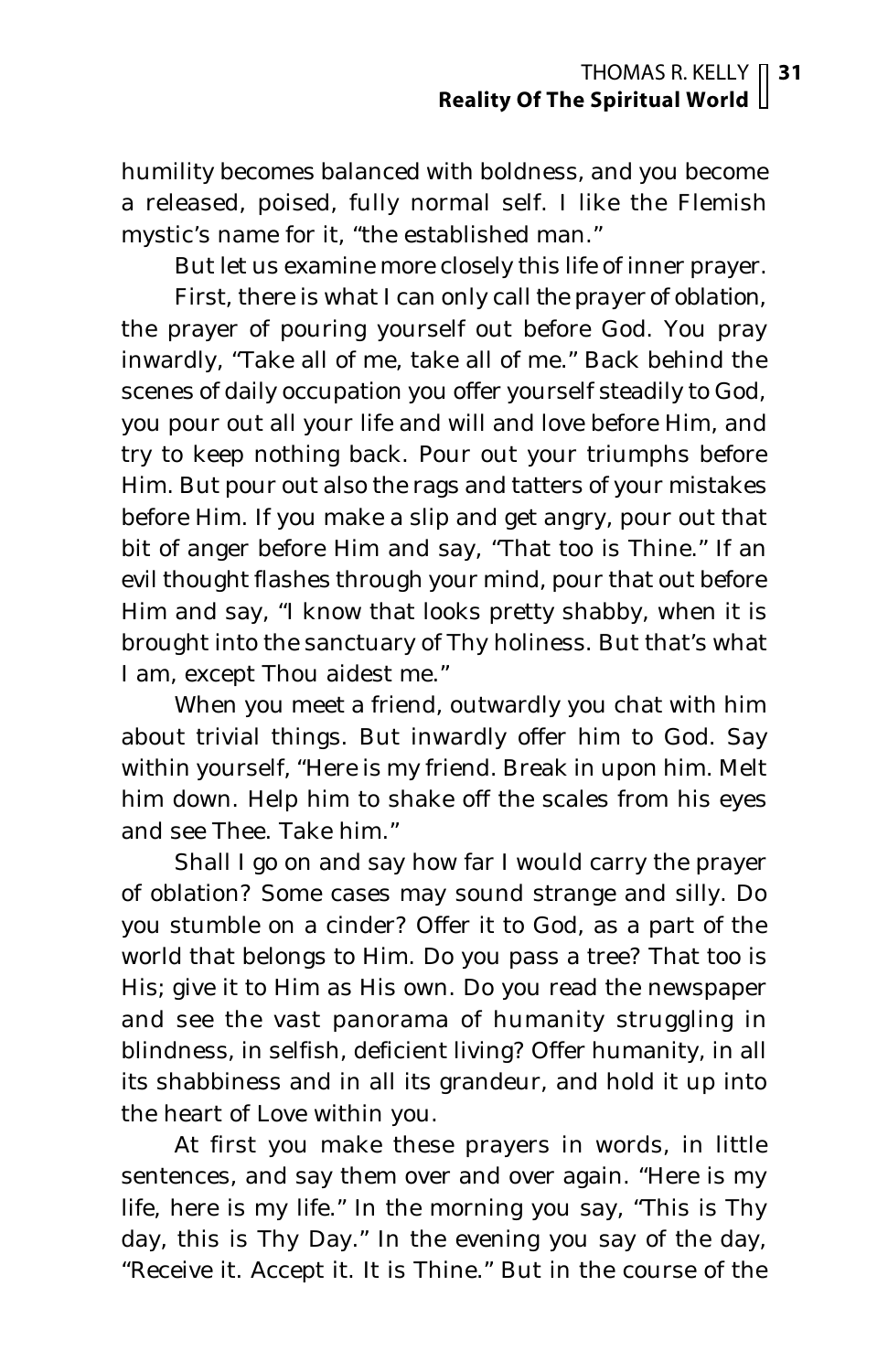humility becomes balanced with boldness, and you become a released, poised, fully normal self. I like the Flemish mystic's name for it, "the established man."

But let us examine more closely this life of inner prayer.

First, there is what I can only call the prayer of oblation, the prayer of pouring yourself out before God. You pray inwardly, "Take all of me, take all of me." Back behind the scenes of daily occupation you offer yourself steadily to God, you pour out all your life and will and love before Him, and try to keep nothing back. Pour out your triumphs before Him. But pour out also the rags and tatters of your mistakes before Him. If you make a slip and get angry, pour out that bit of anger before Him and say, "That too is Thine." If an evil thought flashes through your mind, pour that out before Him and say, "I know that looks pretty shabby, when it is brought into the sanctuary of Thy holiness. But that's what I am, except Thou aidest me."

When you meet a friend, outwardly you chat with him about trivial things. But inwardly offer him to God. Say within yourself, "Here is my friend. Break in upon him. Melt him down. Help him to shake off the scales from his eyes and see Thee. Take him."

Shall I go on and say how far I would carry the prayer of oblation? Some cases may sound strange and silly. Do you stumble on a cinder? Offer it to God, as a part of the world that belongs to Him. Do you pass a tree? That too is His; give it to Him as His own. Do you read the newspaper and see the vast panorama of humanity struggling in blindness, in selfish, deficient living? Offer humanity, in all its shabbiness and in all its grandeur, and hold it up into the heart of Love within you.

At first you make these prayers in words, in little sentences, and say them over and over again. "Here is my life, here is my life." In the morning you say, "This is Thy day, this is Thy Day." In the evening you say of the day, "Receive it. Accept it. It is Thine." But in the course of the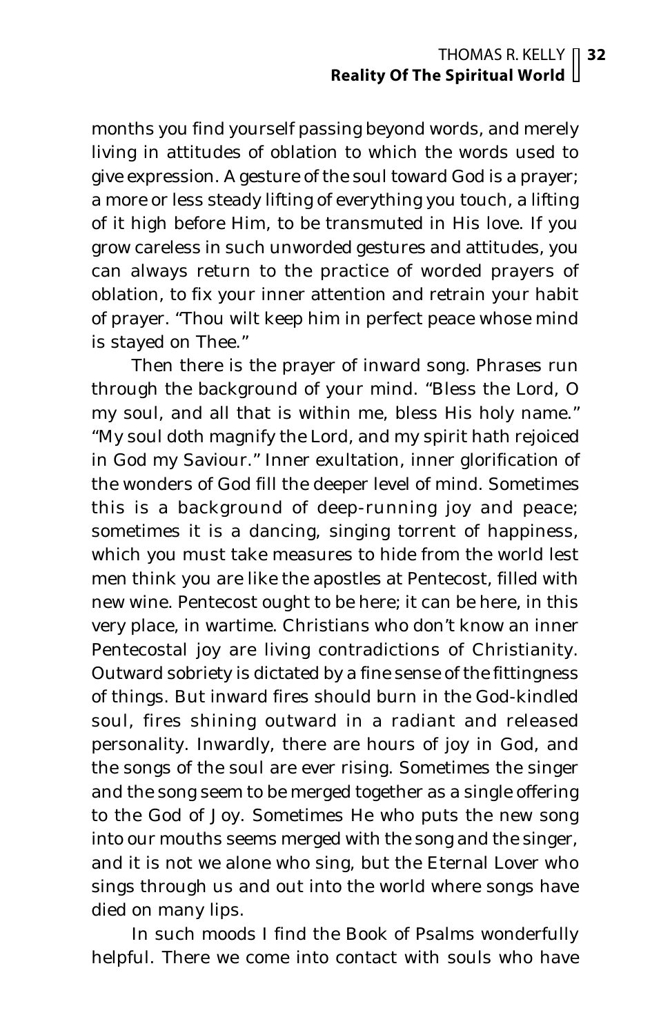months you find yourself passing beyond words, and merely living in attitudes of oblation to which the words used to give expression. A gesture of the soul toward God is a prayer; a more or less steady lifting of everything you touch, a lifting of it high before Him, to be transmuted in His love. If you grow careless in such unworded gestures and attitudes, you can always return to the practice of worded prayers of oblation, to fix your inner attention and retrain your habit of prayer. "Thou wilt keep him in perfect peace whose mind is stayed on Thee."

Then there is the prayer of inward song. Phrases run through the background of your mind. "Bless the Lord, O my soul, and all that is within me, bless His holy name." "My soul doth magnify the Lord, and my spirit hath rejoiced in God my Saviour." Inner exultation, inner glorification of the wonders of God fill the deeper level of mind. Sometimes this is a background of deep-running joy and peace; sometimes it is a dancing, singing torrent of happiness, which you must take measures to hide from the world lest men think you are like the apostles at Pentecost, filled with new wine. Pentecost ought to be here; it can be here, in this very place, in wartime. Christians who don't know an inner Pentecostal joy are living contradictions of Christianity. Outward sobriety is dictated by a fine sense of the fittingness of things. But inward fires should burn in the God-kindled soul, fires shining outward in a radiant and released personality. Inwardly, there are hours of joy in God, and the songs of the soul are ever rising. Sometimes the singer and the song seem to be merged together as a single offering to the God of Joy. Sometimes He who puts the new song into our mouths seems merged with the song and the singer, and it is not we alone who sing, but the Eternal Lover who sings through us and out into the world where songs have died on many lips.

In such moods I find the Book of Psalms wonderfully helpful. There we come into contact with souls who have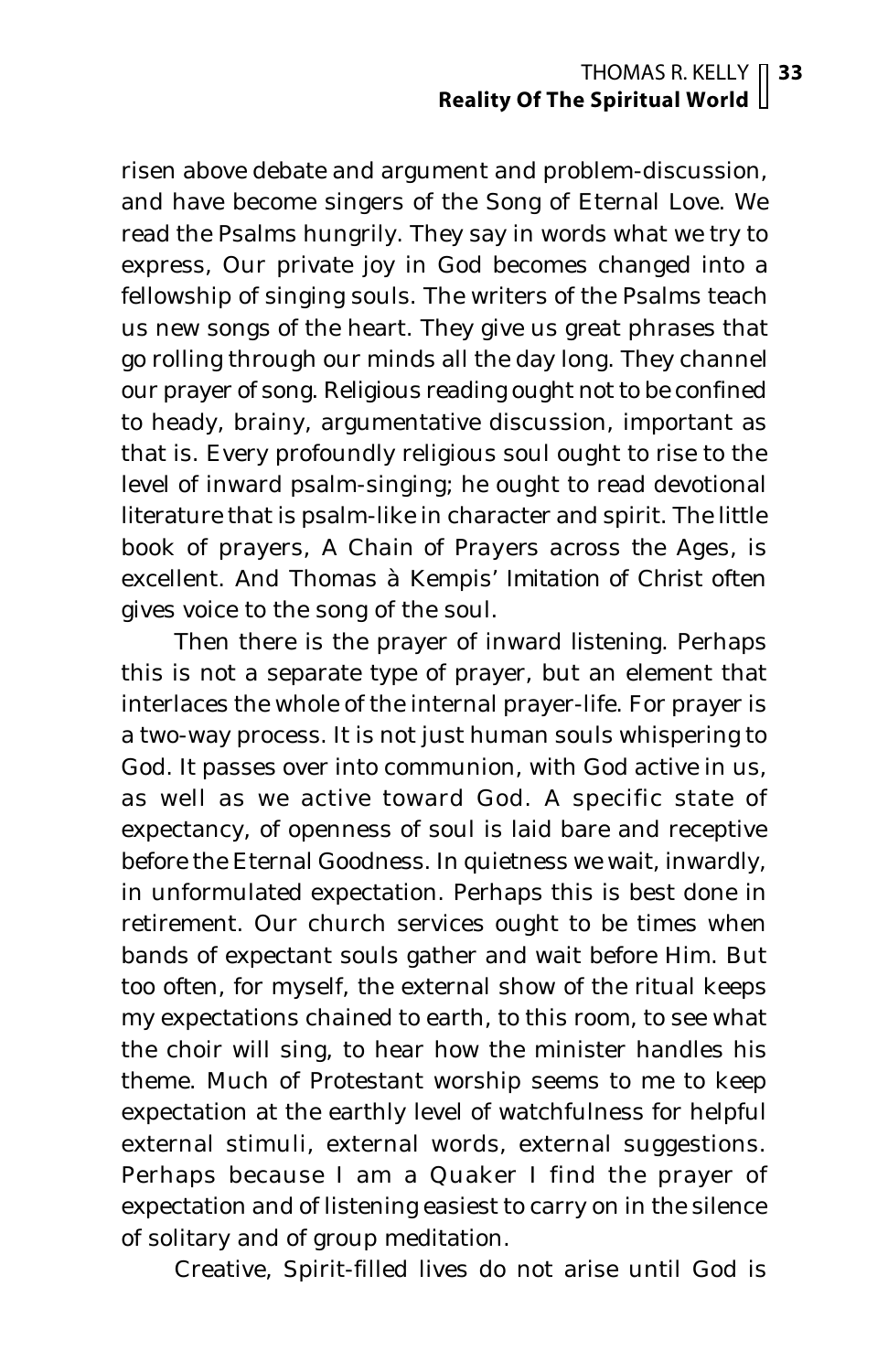risen above debate and argument and problem-discussion, and have become singers of the Song of Eternal Love. We read the Psalms hungrily. They say in words what we try to express, Our private joy in God becomes changed into a fellowship of singing souls. The writers of the Psalms teach us new songs of the heart. They give us great phrases that go rolling through our minds all the day long. They channel our prayer of song. Religious reading ought not to be confined to heady, brainy, argumentative discussion, important as that is. Every profoundly religious soul ought to rise to the level of inward psalm-singing; he ought to read devotional literature that is psalm-like in character and spirit. The little book of prayers, A Chain of Prayers across the Ages, is excellent. And Thomas à Kempis' Imitation of Christ often gives voice to the song of the soul.

Then there is the prayer of inward listening. Perhaps this is not a separate type of prayer, but an element that interlaces the whole of the internal prayer-life. For prayer is a two-way process. It is not just human souls whispering to God. It passes over into communion, with God active in us, as well as we active toward God. A specific state of expectancy, of openness of soul is laid bare and receptive before the Eternal Goodness. In quietness we wait, inwardly, in unformulated expectation. Perhaps this is best done in retirement. Our church services ought to be times when bands of expectant souls gather and wait before Him. But too often, for myself, the external show of the ritual keeps my expectations chained to earth, to this room, to see what the choir will sing, to hear how the minister handles his theme. Much of Protestant worship seems to me to keep expectation at the earthly level of watchfulness for helpful external stimuli, external words, external suggestions. Perhaps because I am a Quaker I find the prayer of expectation and of listening easiest to carry on in the silence of solitary and of group meditation.

Creative, Spirit-filled lives do not arise until God is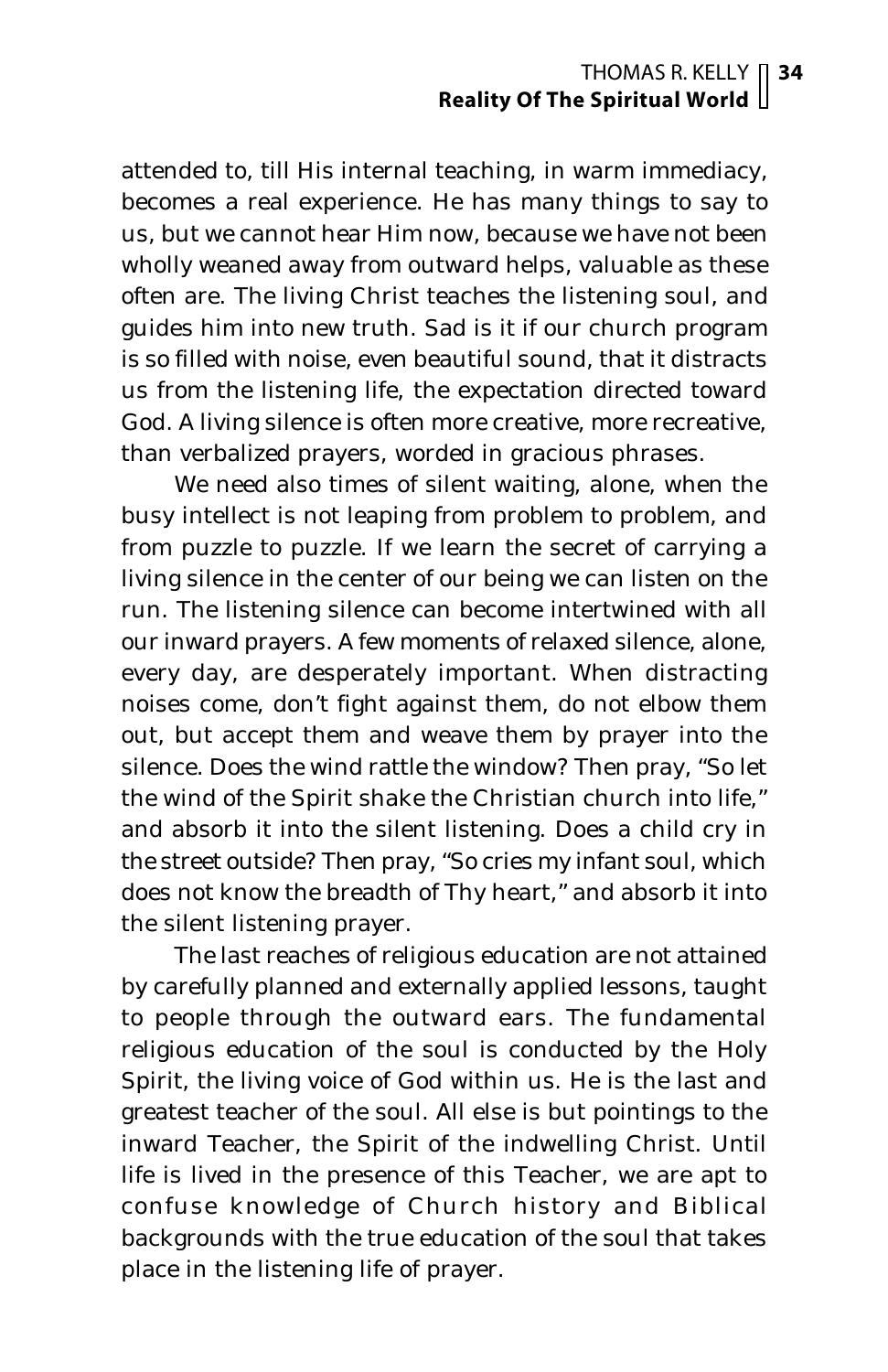attended to, till His internal teaching, in warm immediacy, becomes a real experience. He has many things to say to us, but we cannot hear Him now, because we have not been wholly weaned away from outward helps, valuable as these often are. The living Christ teaches the listening soul, and guides him into new truth. Sad is it if our church program is so filled with noise, even beautiful sound, that it distracts us from the listening life, the expectation directed toward God. A living silence is often more creative, more recreative, than verbalized prayers, worded in gracious phrases.

We need also times of silent waiting, alone, when the busy intellect is not leaping from problem to problem, and from puzzle to puzzle. If we learn the secret of carrying a living silence in the center of our being we can listen on the run. The listening silence can become intertwined with all our inward prayers. A few moments of relaxed silence, alone, every day, are desperately important. When distracting noises come, don't fight against them, do not elbow them out, but accept them and weave them by prayer into the silence. Does the wind rattle the window? Then pray, "So let the wind of the Spirit shake the Christian church into life," and absorb it into the silent listening. Does a child cry in the street outside? Then pray, "So cries my infant soul, which does not know the breadth of Thy heart," and absorb it into the silent listening prayer.

The last reaches of religious education are not attained by carefully planned and externally applied lessons, taught to people through the outward ears. The fundamental religious education of the soul is conducted by the Holy Spirit, the living voice of God within us. He is the last and greatest teacher of the soul. All else is but pointings to the inward Teacher, the Spirit of the indwelling Christ. Until life is lived in the presence of this Teacher, we are apt to confuse knowledge of Church history and Biblical backgrounds with the true education of the soul that takes place in the listening life of prayer.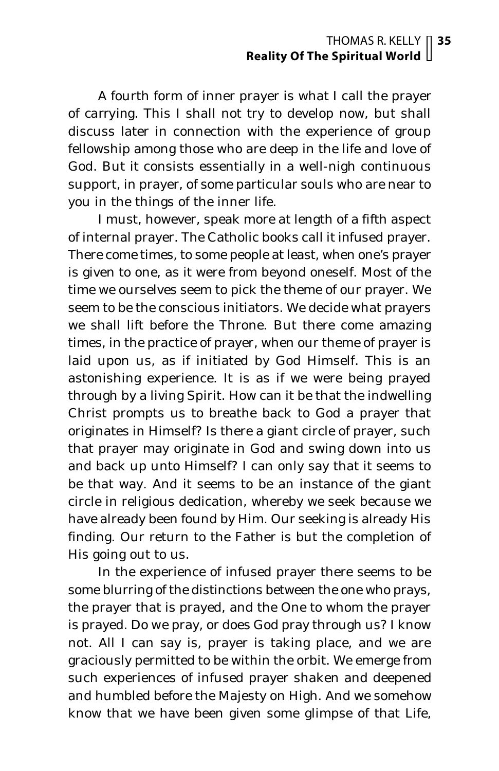A fourth form of inner prayer is what I call the prayer of carrying. This I shall not try to develop now, but shall discuss later in connection with the experience of group fellowship among those who are deep in the life and love of God. But it consists essentially in a well-nigh continuous support, in prayer, of some particular souls who are near to you in the things of the inner life.

I must, however, speak more at length of a fifth aspect of internal prayer. The Catholic books call it infused prayer. There come times, to some people at least, when one's prayer is given to one, as it were from beyond oneself. Most of the time we ourselves seem to pick the theme of our prayer. We seem to be the conscious initiators. We decide what prayers we shall lift before the Throne. But there come amazing times, in the practice of prayer, when our theme of prayer is laid upon us, as if initiated by God Himself. This is an astonishing experience. It is as if we were being prayed through by a living Spirit. How can it be that the indwelling Christ prompts us to breathe back to God a prayer that originates in Himself? Is there a giant circle of prayer, such that prayer may originate in God and swing down into us and back up unto Himself? I can only say that it seems to be that way. And it seems to be an instance of the giant circle in religious dedication, whereby we seek because we have already been found by Him. Our seeking is already His finding. Our return to the Father is but the completion of His going out to us.

In the experience of infused prayer there seems to be some blurring of the distinctions between the one who prays, the prayer that is prayed, and the One to whom the prayer is prayed. Do we pray, or does God pray through us? I know not. All I can say is, prayer is taking place, and we are graciously permitted to be within the orbit. We emerge from such experiences of infused prayer shaken and deepened and humbled before the Majesty on High. And we somehow know that we have been given some glimpse of that Life,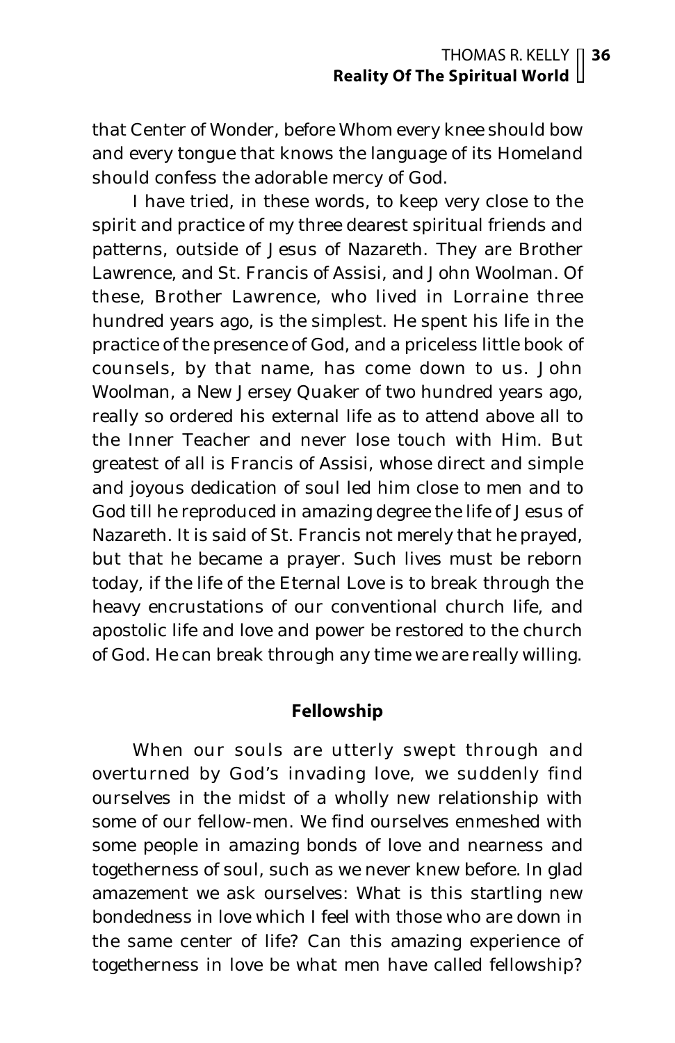that Center of Wonder, before Whom every knee should bow and every tongue that knows the language of its Homeland should confess the adorable mercy of God.

I have tried, in these words, to keep very close to the spirit and practice of my three dearest spiritual friends and patterns, outside of Jesus of Nazareth. They are Brother Lawrence, and St. Francis of Assisi, and John Woolman. Of these, Brother Lawrence, who lived in Lorraine three hundred years ago, is the simplest. He spent his life in the practice of the presence of God, and a priceless little book of counsels, by that name, has come down to us. John Woolman, a New Jersey Quaker of two hundred years ago, really so ordered his external life as to attend above all to the Inner Teacher and never lose touch with Him. But greatest of all is Francis of Assisi, whose direct and simple and joyous dedication of soul led him close to men and to God till he reproduced in amazing degree the life of Jesus of Nazareth. It is said of St. Francis not merely that he prayed, but that he became a prayer. Such lives must be reborn today, if the life of the Eternal Love is to break through the heavy encrustations of our conventional church life, and apostolic life and love and power be restored to the church of God. He can break through any time we are really willing.

## Fellowship

When our souls are utterly swept through and overturned by God's invading love, we suddenly find ourselves in the midst of a wholly new relationship with some of our fellow-men. We find ourselves enmeshed with some people in amazing bonds of love and nearness and togetherness of soul, such as we never knew before. In glad amazement we ask ourselves: What is this startling new bondedness in love which I feel with those who are down in the same center of life? Can this amazing experience of togetherness in love be what men have called fellowship?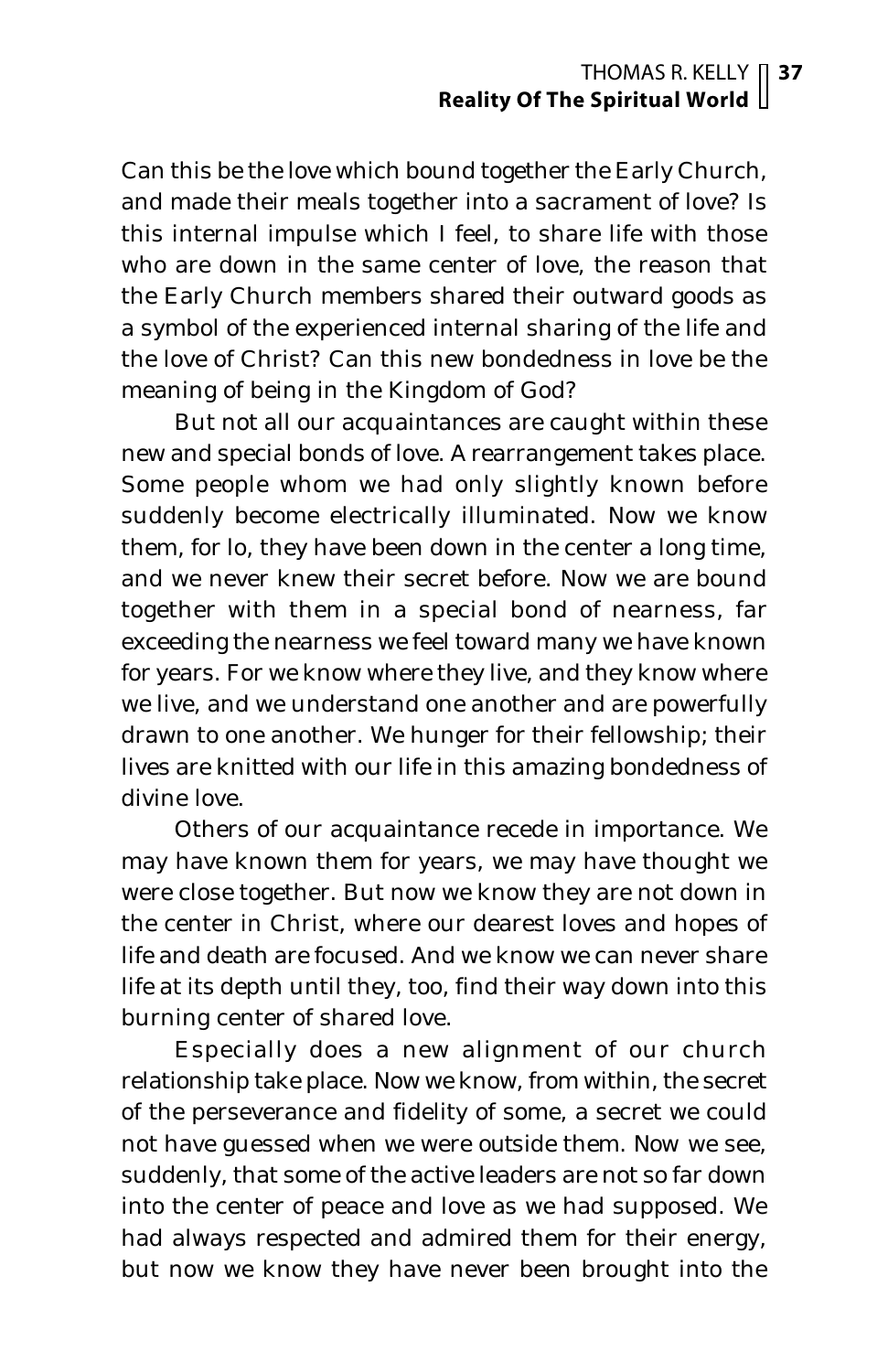Can this be the love which bound together the Early Church, and made their meals together into a sacrament of love? Is this internal impulse which I feel, to share life with those who are down in the same center of love, the reason that the Early Church members shared their outward goods as a symbol of the experienced internal sharing of the life and the love of Christ? Can this new bondedness in love be the meaning of being in the Kingdom of God?

But not all our acquaintances are caught within these new and special bonds of love. A rearrangement takes place. Some people whom we had only slightly known before suddenly become electrically illuminated. Now we know them, for lo, they have been down in the center a long time, and we never knew their secret before. Now we are bound together with them in a special bond of nearness, far exceeding the nearness we feel toward many we have known for years. For we know where they live, and they know where we live, and we understand one another and are powerfully drawn to one another. We hunger for their fellowship; their lives are knitted with our life in this amazing bondedness of divine love.

Others of our acquaintance recede in importance. We may have known them for years, we may have thought we were close together. But now we know they are not down in the center in Christ, where our dearest loves and hopes of life and death are focused. And we know we can never share life at its depth until they, too, find their way down into this burning center of shared love.

Especially does a new alignment of our church relationship take place. Now we know, from within, the secret of the perseverance and fidelity of some, a secret we could not have guessed when we were outside them. Now we see, suddenly, that some of the active leaders are not so far down into the center of peace and love as we had supposed. We had always respected and admired them for their energy, but now we know they have never been brought into the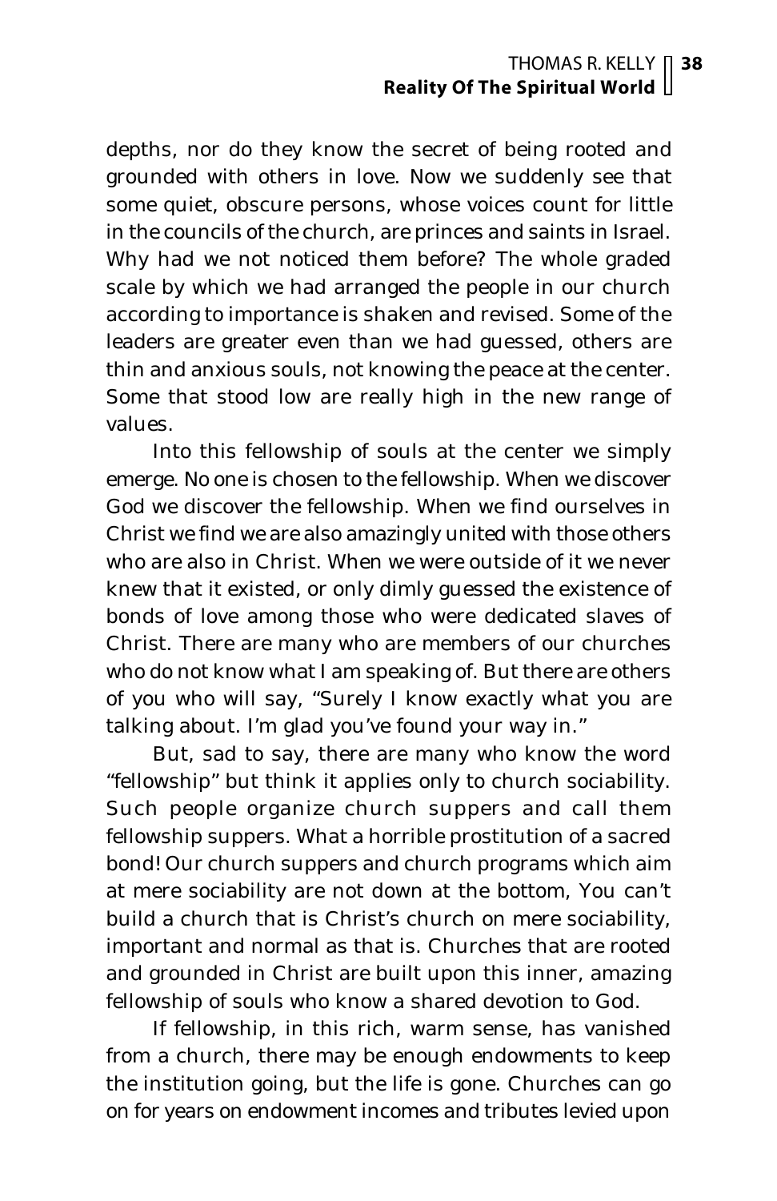depths, nor do they know the secret of being rooted and grounded with others in love. Now we suddenly see that some quiet, obscure persons, whose voices count for little in the councils of the church, are princes and saints in Israel. Why had we not noticed them before? The whole graded scale by which we had arranged the people in our church according to importance is shaken and revised. Some of the leaders are greater even than we had guessed, others are thin and anxious souls, not knowing the peace at the center. Some that stood low are really high in the new range of values.

Into this fellowship of souls at the center we simply emerge. No one is chosen to the fellowship. When we discover God we discover the fellowship. When we find ourselves in Christ we find we are also amazingly united with those others who are also in Christ. When we were outside of it we never knew that it existed, or only dimly guessed the existence of bonds of love among those who were dedicated slaves of Christ. There are many who are members of our churches who do not know what I am speaking of. But there are others of you who will say, "Surely I know exactly what you are talking about. I'm glad you've found your way in."

But, sad to say, there are many who know the word "fellowship" but think it applies only to church sociability. Such people organize church suppers and call them fellowship suppers. What a horrible prostitution of a sacred bond! Our church suppers and church programs which aim at mere sociability are not down at the bottom, You can't build a church that is Christ's church on mere sociability, important and normal as that is. Churches that are rooted and grounded in Christ are built upon this inner, amazing fellowship of souls who know a shared devotion to God.

If fellowship, in this rich, warm sense, has vanished from a church, there may be enough endowments to keep the institution going, but the life is gone. Churches can go on for years on endowment incomes and tributes levied upon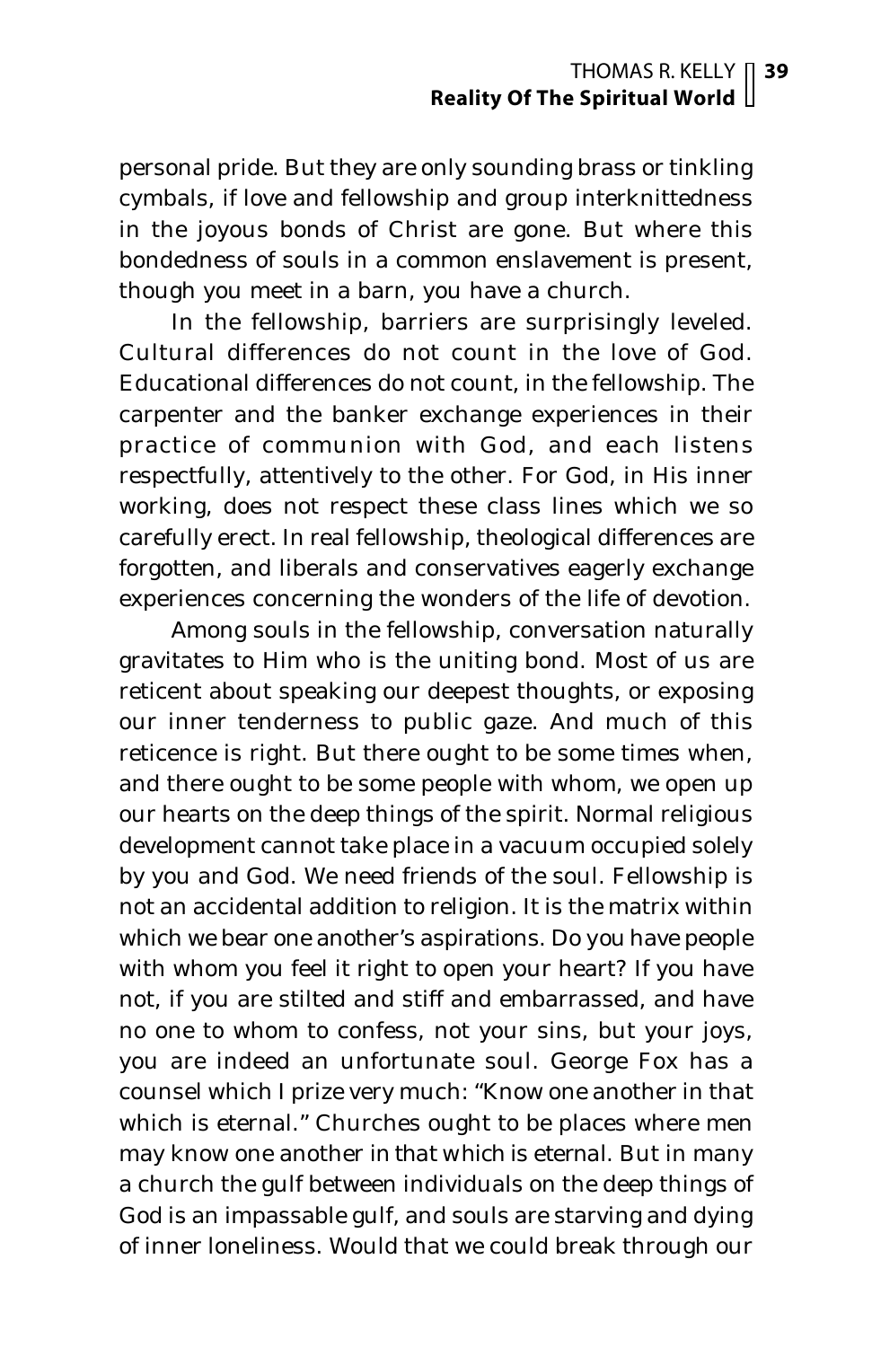personal pride. But they are only sounding brass or tinkling cymbals, if love and fellowship and group interknittedness in the joyous bonds of Christ are gone. But where this bondedness of souls in a common enslavement is present, though you meet in a barn, you have a church.

In the fellowship, barriers are surprisingly leveled. Cultural differences do not count in the love of God. Educational differences do not count, in the fellowship. The carpenter and the banker exchange experiences in their practice of communion with God, and each listens respectfully, attentively to the other. For God, in His inner working, does not respect these class lines which we so carefully erect. In real fellowship, theological differences are forgotten, and liberals and conservatives eagerly exchange experiences concerning the wonders of the life of devotion.

Among souls in the fellowship, conversation naturally gravitates to Him who is the uniting bond. Most of us are reticent about speaking our deepest thoughts, or exposing our inner tenderness to public gaze. And much of this reticence is right. But there ought to be some times when, and there ought to be some people with whom, we open up our hearts on the deep things of the spirit. Normal religious development cannot take place in a vacuum occupied solely by you and God. We need friends of the soul. Fellowship is not an accidental addition to religion. It is the matrix within which we bear one another's aspirations. Do you have people with whom you feel it right to open your heart? If you have not, if you are stilted and stiff and embarrassed, and have no one to whom to confess, not your sins, but your joys, you are indeed an unfortunate soul. George Fox has a counsel which I prize very much: "Know one another in that which is eternal." Churches ought to be places where men may know one another in that which is eternal. But in many a church the gulf between individuals on the deep things of God is an impassable gulf, and souls are starving and dying of inner loneliness. Would that we could break through our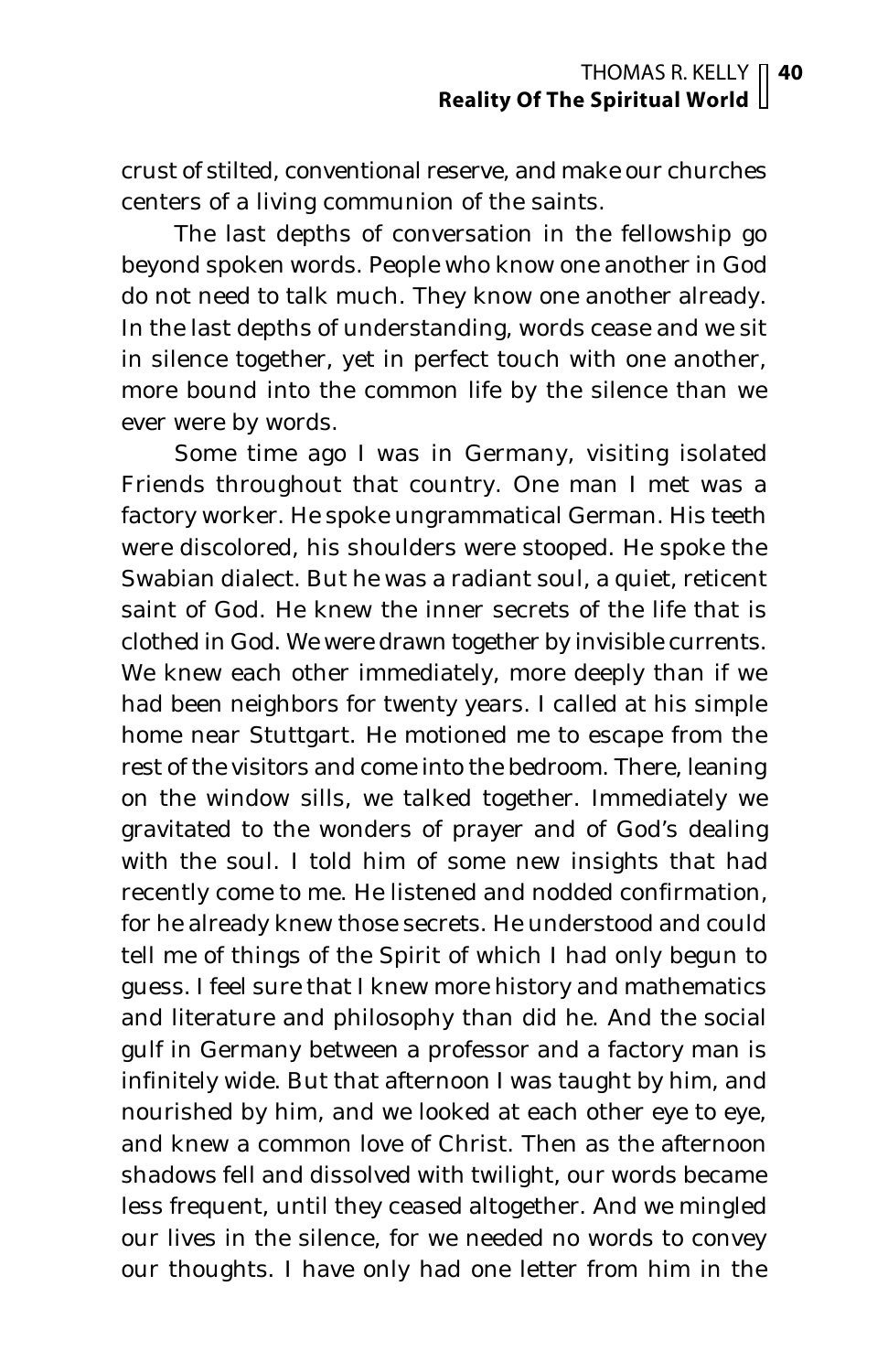crust of stilted, conventional reserve, and make our churches centers of a living communion of the saints.

The last depths of conversation in the fellowship go beyond spoken words. People who know one another in God do not need to talk much. They know one another already. In the last depths of understanding, words cease and we sit in silence together, yet in perfect touch with one another, more bound into the common life by the silence than we ever were by words.

Some time ago I was in Germany, visiting isolated Friends throughout that country. One man I met was a factory worker. He spoke ungrammatical German. His teeth were discolored, his shoulders were stooped. He spoke the Swabian dialect. But he was a radiant soul, a quiet, reticent saint of God. He knew the inner secrets of the life that is clothed in God. We were drawn together by invisible currents. We knew each other immediately, more deeply than if we had been neighbors for twenty years. I called at his simple home near Stuttgart. He motioned me to escape from the rest of the visitors and come into the bedroom. There, leaning on the window sills, we talked together. Immediately we gravitated to the wonders of prayer and of God's dealing with the soul. I told him of some new insights that had recently come to me. He listened and nodded confirmation, for he already knew those secrets. He understood and could tell me of things of the Spirit of which I had only begun to guess. I feel sure that I knew more history and mathematics and literature and philosophy than did he. And the social gulf in Germany between a professor and a factory man is infinitely wide. But that afternoon I was taught by him, and nourished by him, and we looked at each other eye to eye, and knew a common love of Christ. Then as the afternoon shadows fell and dissolved with twilight, our words became less frequent, until they ceased altogether. And we mingled our lives in the silence, for we needed no words to convey our thoughts. I have only had one letter from him in the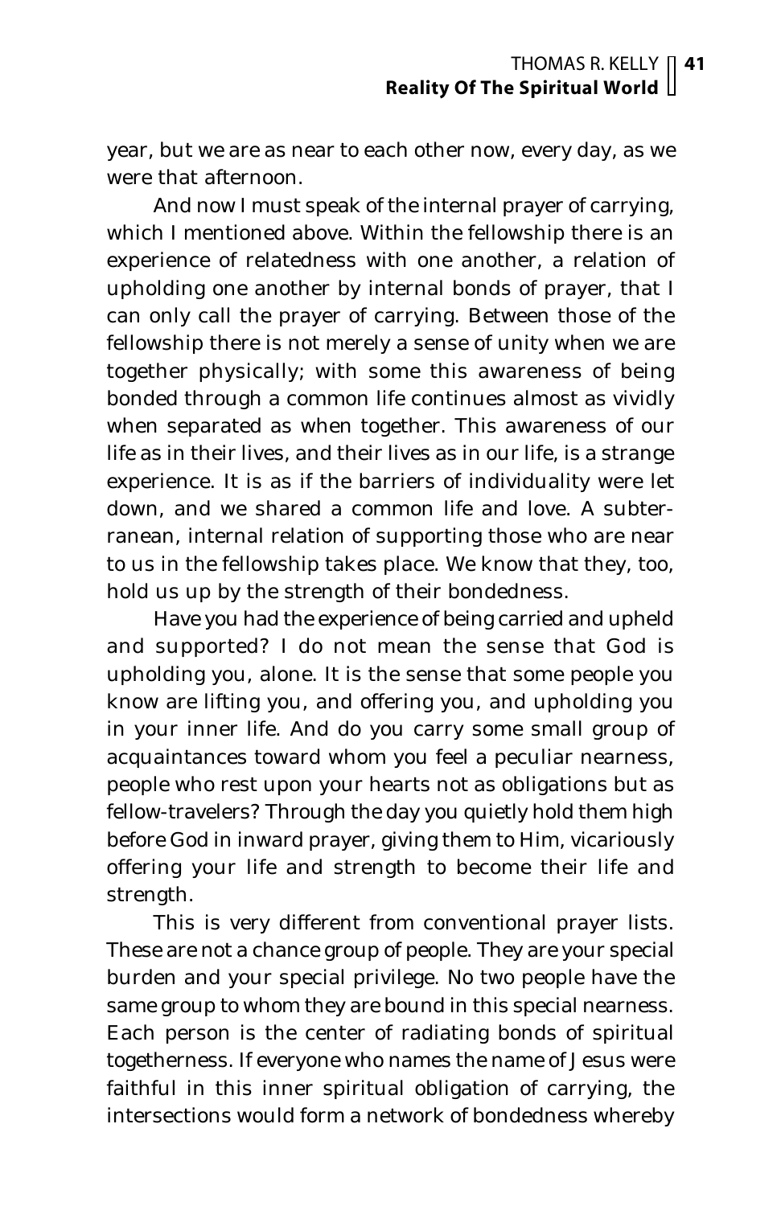year, but we are as near to each other now, every day, as we were that afternoon.

And now I must speak of the internal prayer of carrying, which I mentioned above. Within the fellowship there is an experience of relatedness with one another, a relation of upholding one another by internal bonds of prayer, that I can only call the prayer of carrying. Between those of the fellowship there is not merely a sense of unity when we are together physically; with some this awareness of being bonded through a common life continues almost as vividly when separated as when together. This awareness of our life as in their lives, and their lives as in our life, is a strange experience. It is as if the barriers of individuality were let down, and we shared a common life and love. A subterranean, internal relation of supporting those who are near to us in the fellowship takes place. We know that they, too, hold us up by the strength of their bondedness.

Have you had the experience of being carried and upheld and supported? I do not mean the sense that God is upholding you, alone. It is the sense that some people you know are lifting you, and offering you, and upholding you in your inner life. And do you carry some small group of acquaintances toward whom you feel a peculiar nearness, people who rest upon your hearts not as obligations but as fellow-travelers? Through the day you quietly hold them high before God in inward prayer, giving them to Him, vicariously offering your life and strength to become their life and strength.

This is very different from conventional prayer lists. These are not a chance group of people. They are your special burden and your special privilege. No two people have the same group to whom they are bound in this special nearness. Each person is the center of radiating bonds of spiritual togetherness. If everyone who names the name of Jesus were faithful in this inner spiritual obligation of carrying, the intersections would form a network of bondedness whereby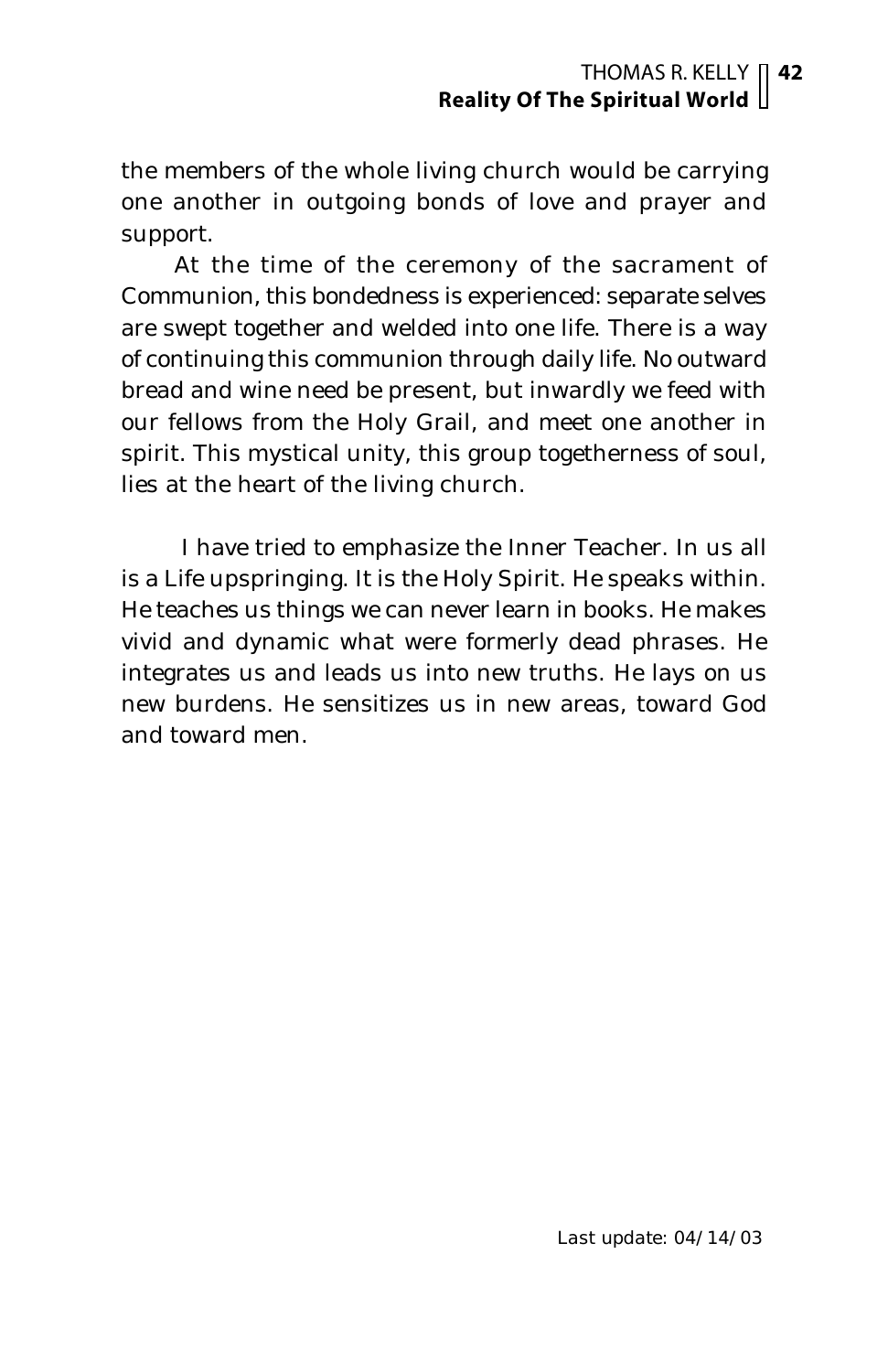the members of the whole living church would be carrying one another in outgoing bonds of love and prayer and support.

At the time of the ceremony of the sacrament of Communion, this bondedness is experienced: separate selves are swept together and welded into one life. There is a way of continuing this communion through daily life. No outward bread and wine need be present, but inwardly we feed with our fellows from the Holy Grail, and meet one another in spirit. This mystical unity, this group togetherness of soul, lies at the heart of the living church.

I have tried to emphasize the Inner Teacher. In us all is a Life upspringing. It is the Holy Spirit. He speaks within. He teaches us things we can never learn in books. He makes vivid and dynamic what were formerly dead phrases. He integrates us and leads us into new truths. He lays on us new burdens. He sensitizes us in new areas, toward God and toward men.

Last update: 04/14/03